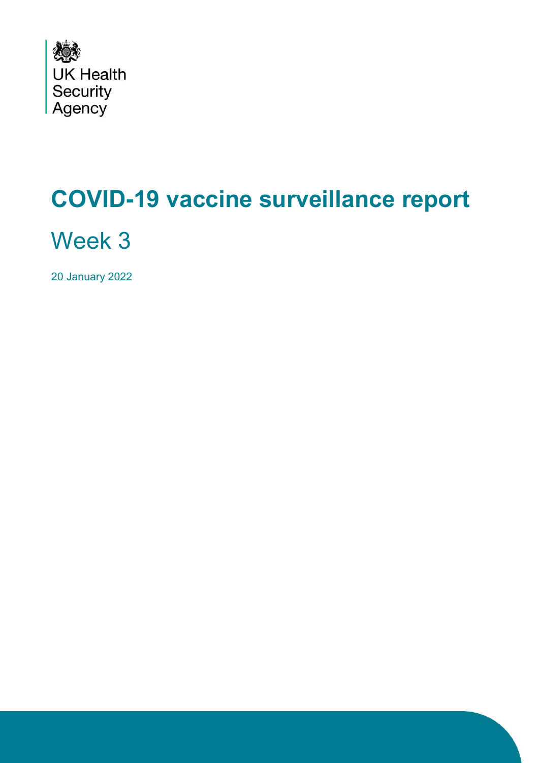UK Health Security Agency

# COVID-19 vaccine surveillance report

## Week 3

20 January 2022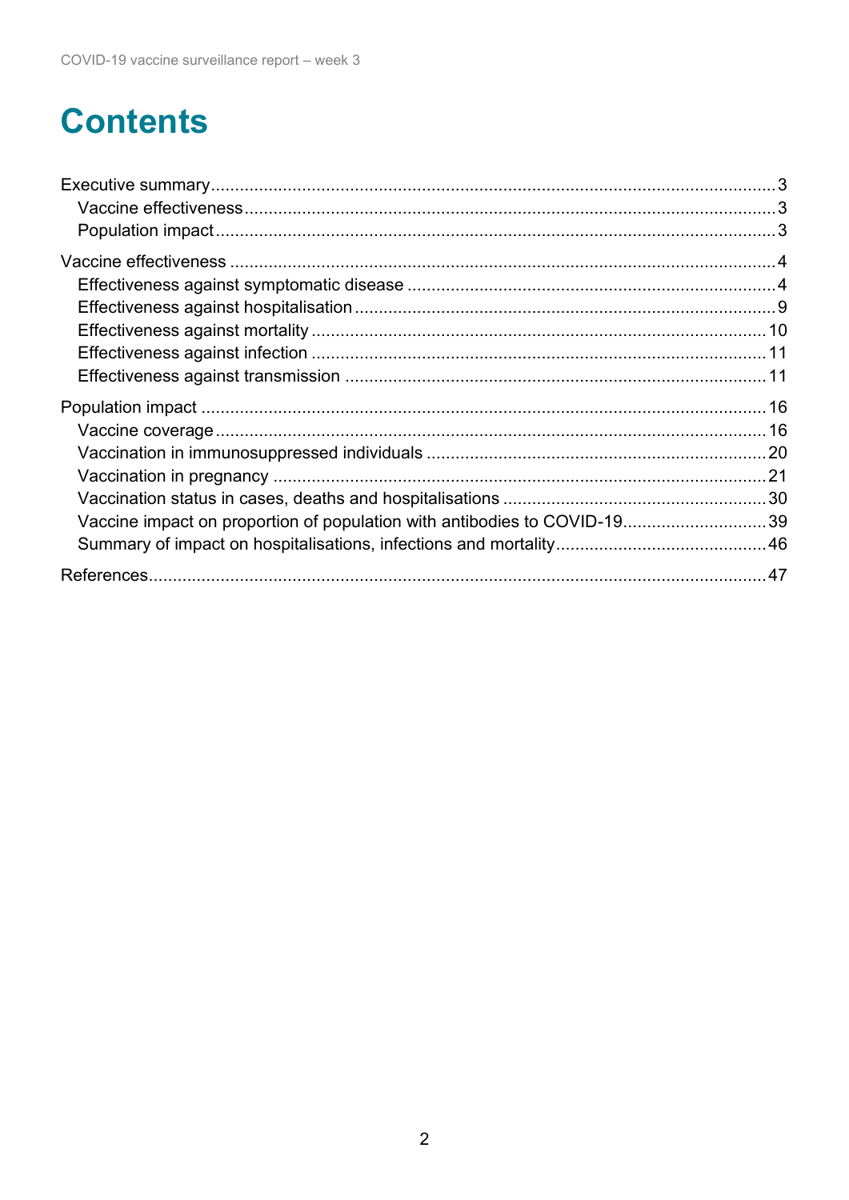# Contents

Executive summary .....................................................................................................................3
- Vaccine effectiveness ............................................................................................................3
- Population impact ..................................................................................................................3

Vaccine effectiveness ................................................................................................................4
- Effectiveness against symptomatic disease ............................................................................4
- Effectiveness against hospitalisation .......................................................................................9
- Effectiveness against mortality .............................................................................................10
- Effectiveness against infection ..............................................................................................11
- Effectiveness against transmission .......................................................................................11

Population impact ....................................................................................................................16
- Vaccine coverage ..................................................................................................................16
- Vaccination in immunosuppressed individuals ......................................................................20
- Vaccination in pregnancy .....................................................................................................21
- Vaccination status in cases, deaths and hospitalisations ......................................................30
- Vaccine impact on proportion of population with antibodies to COVID-19.............................39
- Summary of impact on hospitalisations, infections and mortality ............................................46

References................................................................................................................................47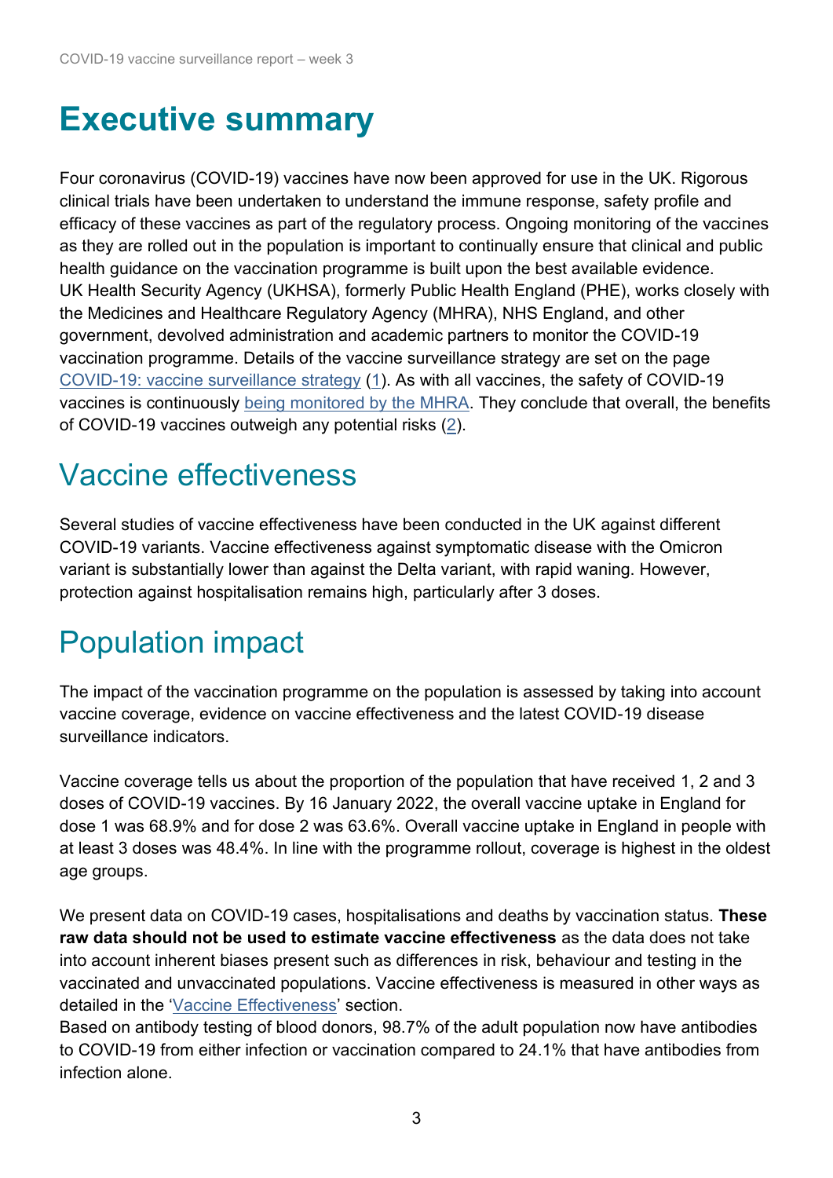# Executive summary

Four coronavirus (COVID-19) vaccines have now been approved for use in the UK. Rigorous clinical trials have been undertaken to understand the immune response, safety profile and efficacy of these vaccines as part of the regulatory process. Ongoing monitoring of the vaccines as they are rolled out in the population is important to continually ensure that clinical and public health guidance on the vaccination programme is built upon the best available evidence. UK Health Security Agency (UKHSA), formerly Public Health England (PHE), works closely with the Medicines and Healthcare Regulatory Agency (MHRA), NHS England, and other government, devolved administration and academic partners to monitor the COVID-19 vaccination programme. Details of the vaccine surveillance strategy are set on the page COVID-19: vaccine surveillance strategy (1). As with all vaccines, the safety of COVID-19 vaccines is continuously being monitored by the MHRA. They conclude that overall, the benefits of COVID-19 vaccines outweigh any potential risks (2).

## Vaccine effectiveness

Several studies of vaccine effectiveness have been conducted in the UK against different COVID-19 variants. Vaccine effectiveness against symptomatic disease with the Omicron variant is substantially lower than against the Delta variant, with rapid waning. However, protection against hospitalisation remains high, particularly after 3 doses.

## Population impact

The impact of the vaccination programme on the population is assessed by taking into account vaccine coverage, evidence on vaccine effectiveness and the latest COVID-19 disease surveillance indicators.

Vaccine coverage tells us about the proportion of the population that have received 1, 2 and 3 doses of COVID-19 vaccines. By 16 January 2022, the overall vaccine uptake in England for dose 1 was 68.9% and for dose 2 was 63.6%. Overall vaccine uptake in England in people with at least 3 doses was 48.4%. In line with the programme rollout, coverage is highest in the oldest age groups.

We present data on COVID-19 cases, hospitalisations and deaths by vaccination status. **These raw data should not be used to estimate vaccine effectiveness** as the data does not take into account inherent biases present such as differences in risk, behaviour and testing in the vaccinated and unvaccinated populations. Vaccine effectiveness is measured in other ways as detailed in the 'Vaccine Effectiveness' section.

Based on antibody testing of blood donors, 98.7% of the adult population now have antibodies to COVID-19 from either infection or vaccination compared to 24.1% that have antibodies from infection alone.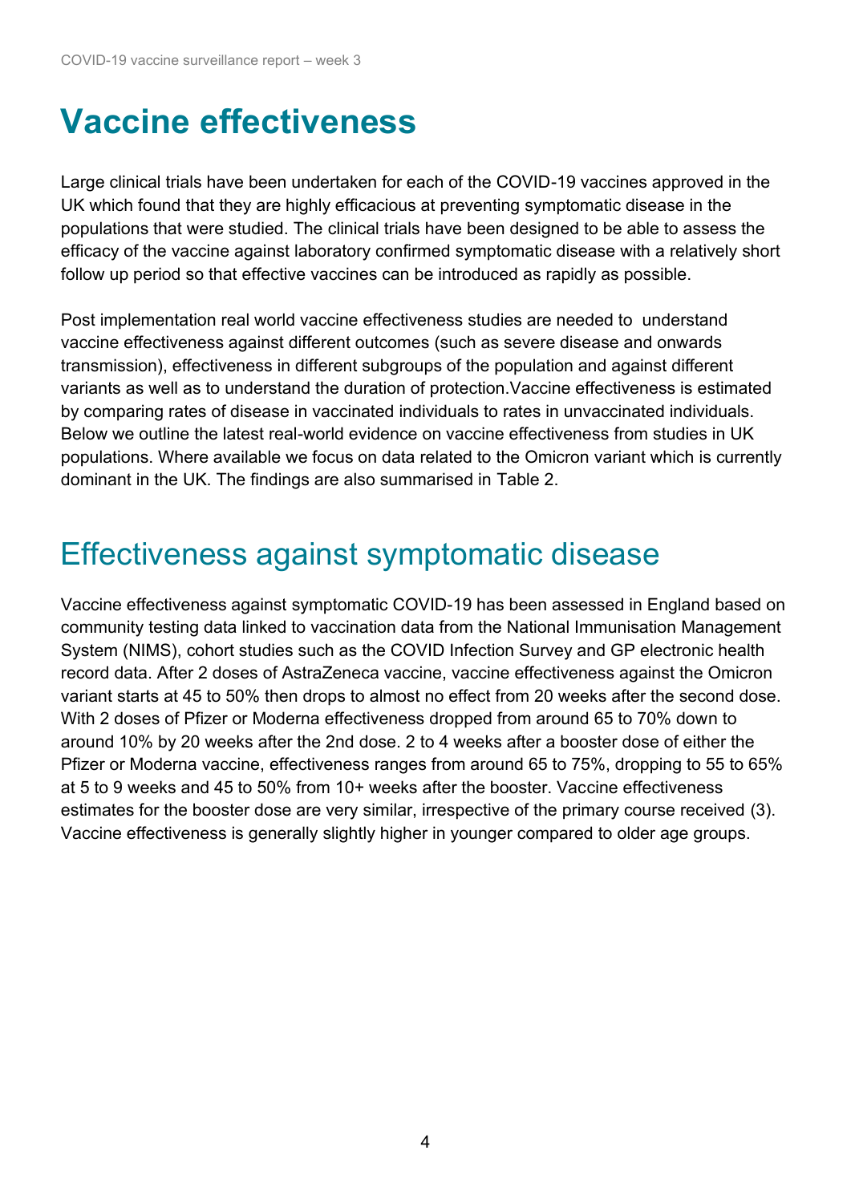# Vaccine effectiveness

Large clinical trials have been undertaken for each of the COVID-19 vaccines approved in the UK which found that they are highly efficacious at preventing symptomatic disease in the populations that were studied. The clinical trials have been designed to be able to assess the efficacy of the vaccine against laboratory confirmed symptomatic disease with a relatively short follow up period so that effective vaccines can be introduced as rapidly as possible.

Post implementation real world vaccine effectiveness studies are needed to understand vaccine effectiveness against different outcomes (such as severe disease and onwards transmission), effectiveness in different subgroups of the population and against different variants as well as to understand the duration of protection.Vaccine effectiveness is estimated by comparing rates of disease in vaccinated individuals to rates in unvaccinated individuals. Below we outline the latest real-world evidence on vaccine effectiveness from studies in UK populations. Where available we focus on data related to the Omicron variant which is currently dominant in the UK. The findings are also summarised in Table 2.

## Effectiveness against symptomatic disease

Vaccine effectiveness against symptomatic COVID-19 has been assessed in England based on community testing data linked to vaccination data from the National Immunisation Management System (NIMS), cohort studies such as the COVID Infection Survey and GP electronic health record data. After 2 doses of AstraZeneca vaccine, vaccine effectiveness against the Omicron variant starts at 45 to 50% then drops to almost no effect from 20 weeks after the second dose. With 2 doses of Pfizer or Moderna effectiveness dropped from around 65 to 70% down to around 10% by 20 weeks after the 2nd dose. 2 to 4 weeks after a booster dose of either the Pfizer or Moderna vaccine, effectiveness ranges from around 65 to 75%, dropping to 55 to 65% at 5 to 9 weeks and 45 to 50% from 10+ weeks after the booster. Vaccine effectiveness estimates for the booster dose are very similar, irrespective of the primary course received (3). Vaccine effectiveness is generally slightly higher in younger compared to older age groups.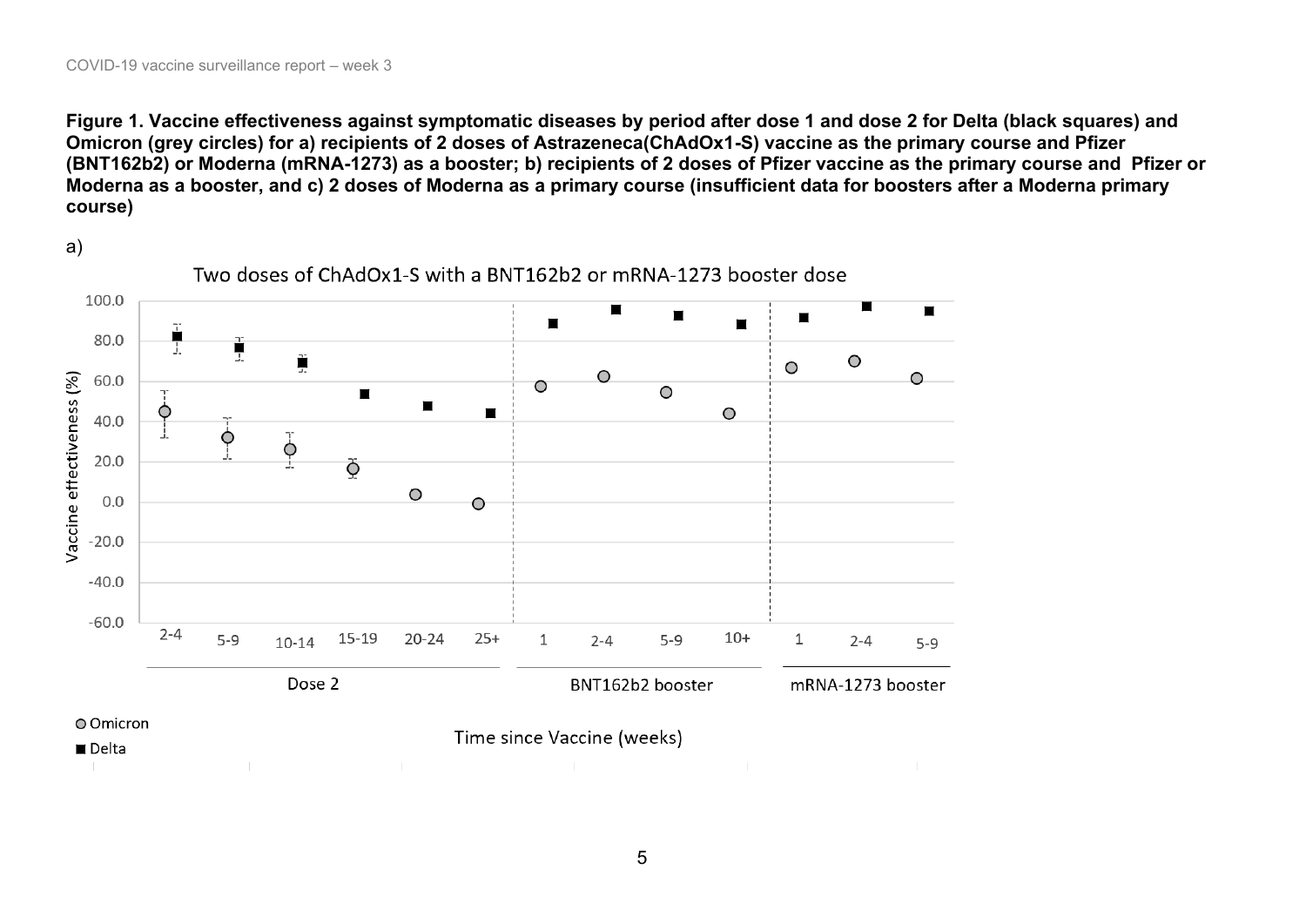**Figure 1. Vaccine effectiveness against symptomatic diseases by period after dose 1 and dose 2 for Delta (black squares) and Omicron (grey circles) for a) recipients of 2 doses of Astrazeneca(ChAdOx1-S) vaccine as the primary course and Pfizer (BNT162b2) or Moderna (mRNA-1273) as a booster; b) recipients of 2 doses of Pfizer vaccine as the primary course and Pfizer or Moderna as a booster, and c) 2 doses of Moderna as a primary course (insufficient data for boosters after a Moderna primary course)**

a)

Two doses of ChAdOx1-S with a BNT162b2 or mRNA-1273 booster dose

Vaccine effectiveness (%)

Dose 2: 2-4, 5-9, 10-14, 15-19, 20-24, 25+

BNT162b2 booster: 1, 2-4, 5-9, 10+

mRNA-1273 booster: 1, 2-4, 5-9

Time since Vaccine (weeks)

○ Omicron
■ Delta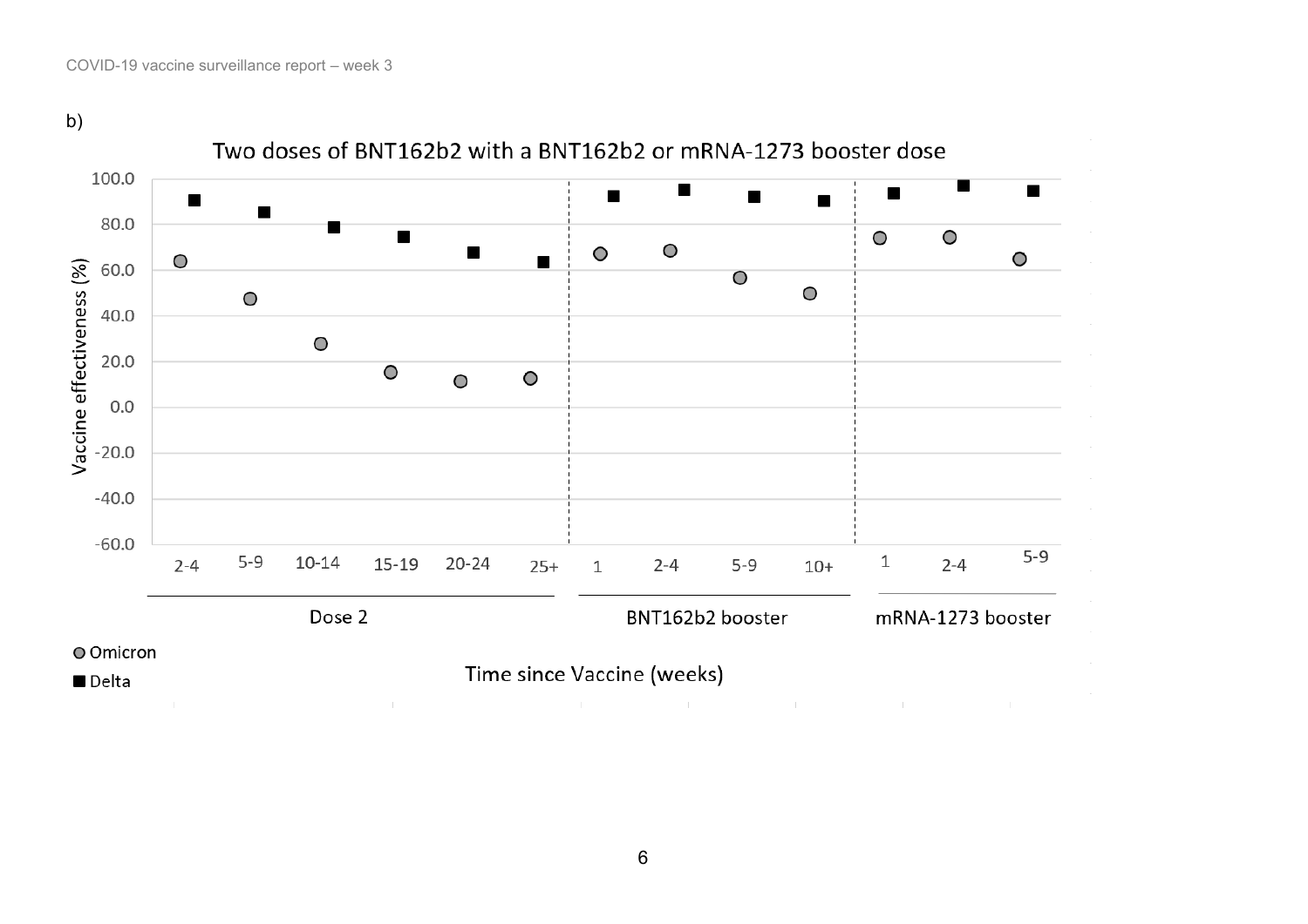b)

Two doses of BNT162b2 with a BNT162b2 or mRNA-1273 booster dose

Vaccine effectiveness (%)

100.0
80.0
60.0
40.0
20.0
0.0
-20.0
-40.0
-60.0

2-4 5-9 10-14 15-19 20-24 25+ | 1 2-4 5-9 10+ | 1 2-4 5-9

Dose 2 | BNT162b2 booster | mRNA-1273 booster

Time since Vaccine (weeks)

● Omicron
■ Delta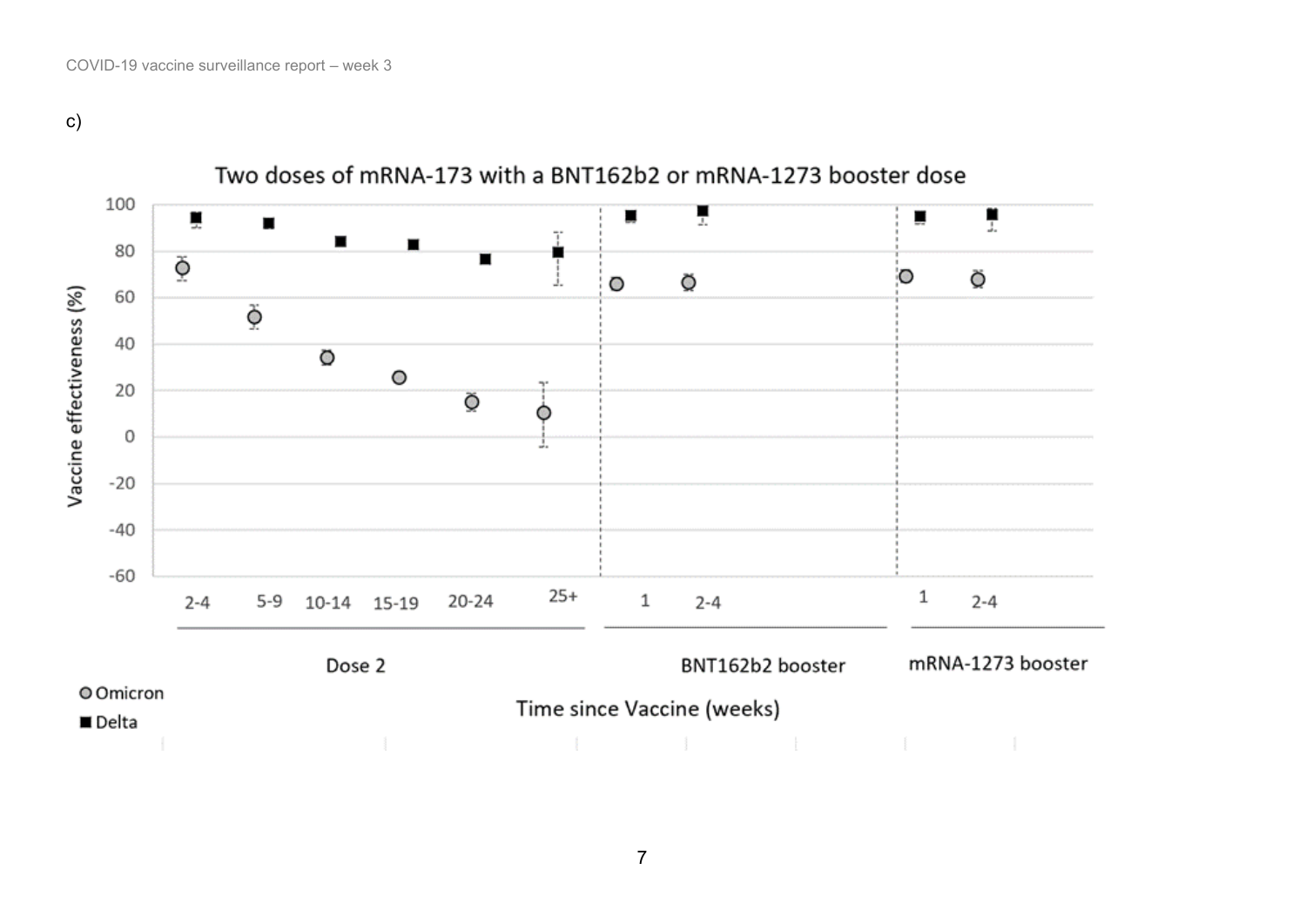c)

Two doses of mRNA-173 with a BNT162b2 or mRNA-1273 booster dose

Vaccine effectiveness (%)

Dose 2: 2-4, 5-9, 10-14, 15-19, 20-24, 25+

BNT162b2 booster: 1, 2-4

mRNA-1273 booster: 1, 2-4

Time since Vaccine (weeks)

Omicron

Delta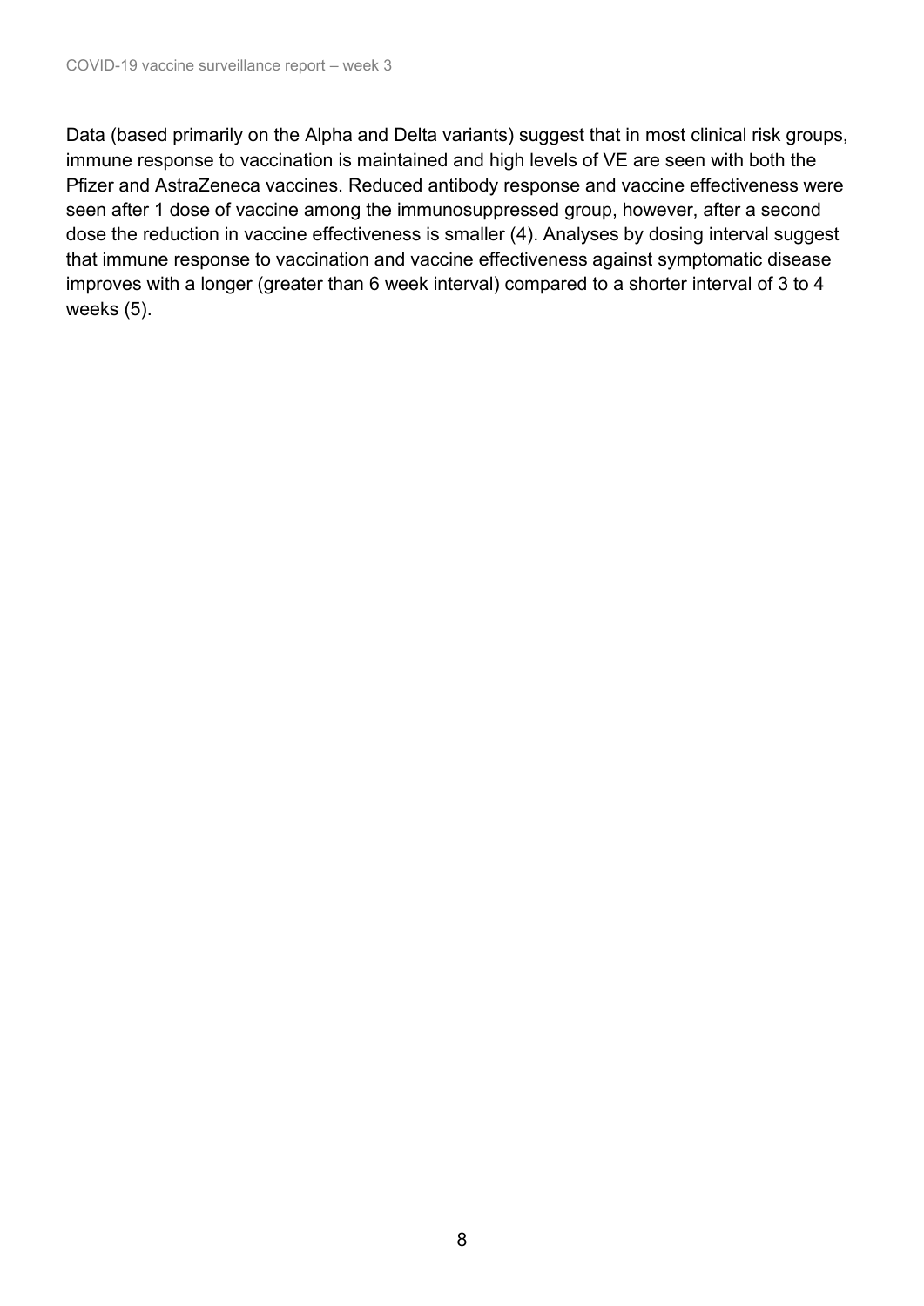Data (based primarily on the Alpha and Delta variants) suggest that in most clinical risk groups, immune response to vaccination is maintained and high levels of VE are seen with both the Pfizer and AstraZeneca vaccines. Reduced antibody response and vaccine effectiveness were seen after 1 dose of vaccine among the immunosuppressed group, however, after a second dose the reduction in vaccine effectiveness is smaller (4). Analyses by dosing interval suggest that immune response to vaccination and vaccine effectiveness against symptomatic disease improves with a longer (greater than 6 week interval) compared to a shorter interval of 3 to 4 weeks (5).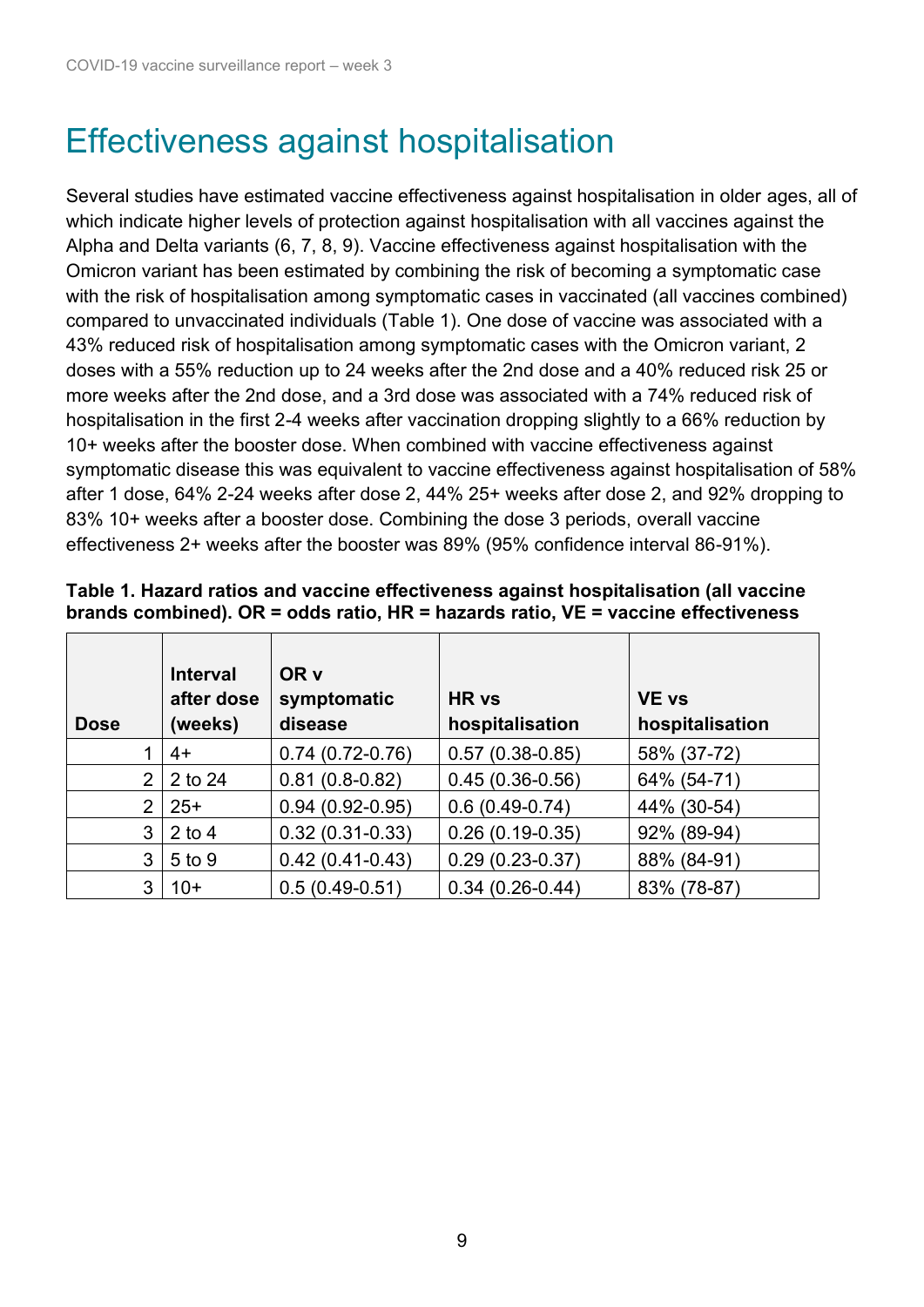# Effectiveness against hospitalisation

Several studies have estimated vaccine effectiveness against hospitalisation in older ages, all of which indicate higher levels of protection against hospitalisation with all vaccines against the Alpha and Delta variants (6, 7, 8, 9). Vaccine effectiveness against hospitalisation with the Omicron variant has been estimated by combining the risk of becoming a symptomatic case with the risk of hospitalisation among symptomatic cases in vaccinated (all vaccines combined) compared to unvaccinated individuals (Table 1). One dose of vaccine was associated with a 43% reduced risk of hospitalisation among symptomatic cases with the Omicron variant, 2 doses with a 55% reduction up to 24 weeks after the 2nd dose and a 40% reduced risk 25 or more weeks after the 2nd dose, and a 3rd dose was associated with a 74% reduced risk of hospitalisation in the first 2-4 weeks after vaccination dropping slightly to a 66% reduction by 10+ weeks after the booster dose. When combined with vaccine effectiveness against symptomatic disease this was equivalent to vaccine effectiveness against hospitalisation of 58% after 1 dose, 64% 2-24 weeks after dose 2, 44% 25+ weeks after dose 2, and 92% dropping to 83% 10+ weeks after a booster dose. Combining the dose 3 periods, overall vaccine effectiveness 2+ weeks after the booster was 89% (95% confidence interval 86-91%).

**Table 1. Hazard ratios and vaccine effectiveness against hospitalisation (all vaccine brands combined). OR = odds ratio, HR = hazards ratio, VE = vaccine effectiveness**

| Dose | Interval after dose (weeks) | OR v symptomatic disease | HR vs hospitalisation | VE vs hospitalisation |
|---|---|---|---|---|
| 1 | 4+ | 0.74 (0.72-0.76) | 0.57 (0.38-0.85) | 58% (37-72) |
| 2 | 2 to 24 | 0.81 (0.8-0.82) | 0.45 (0.36-0.56) | 64% (54-71) |
| 2 | 25+ | 0.94 (0.92-0.95) | 0.6 (0.49-0.74) | 44% (30-54) |
| 3 | 2 to 4 | 0.32 (0.31-0.33) | 0.26 (0.19-0.35) | 92% (89-94) |
| 3 | 5 to 9 | 0.42 (0.41-0.43) | 0.29 (0.23-0.37) | 88% (84-91) |
| 3 | 10+ | 0.5 (0.49-0.51) | 0.34 (0.26-0.44) | 83% (78-87) |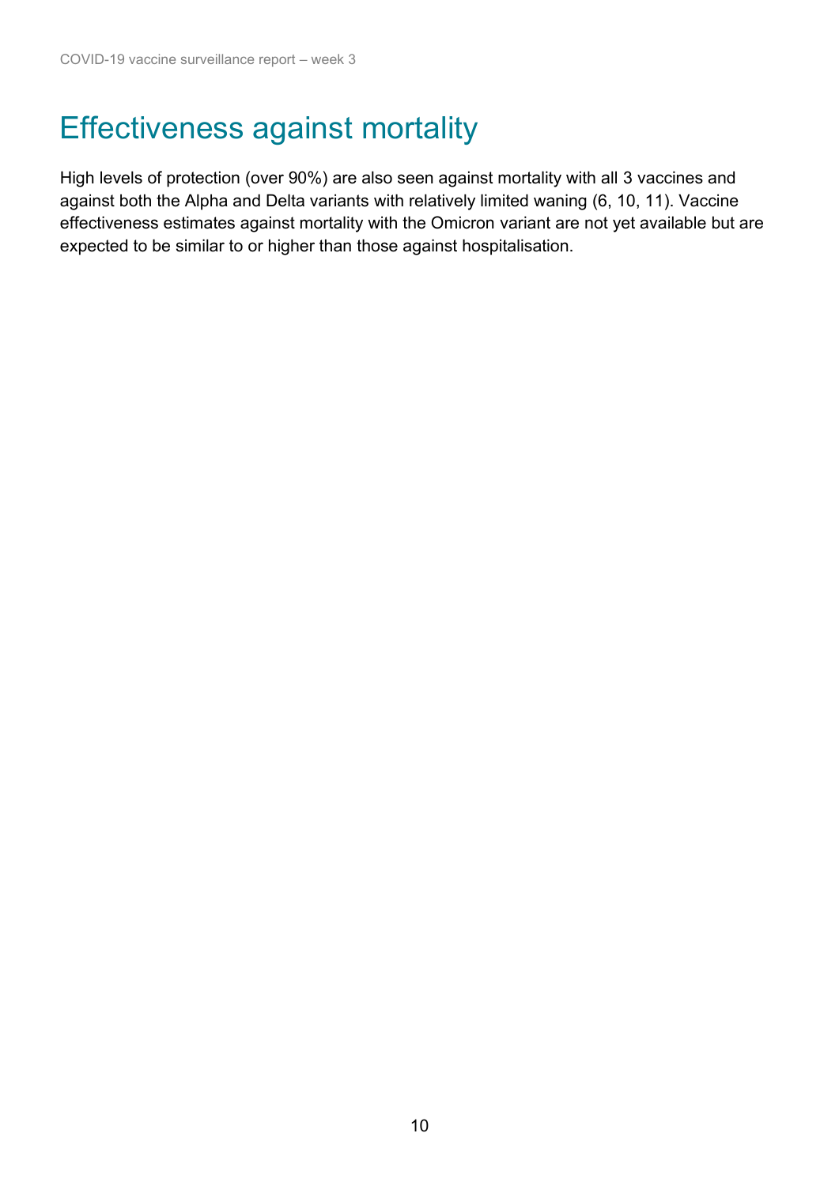# Effectiveness against mortality

High levels of protection (over 90%) are also seen against mortality with all 3 vaccines and against both the Alpha and Delta variants with relatively limited waning (6, 10, 11). Vaccine effectiveness estimates against mortality with the Omicron variant are not yet available but are expected to be similar to or higher than those against hospitalisation.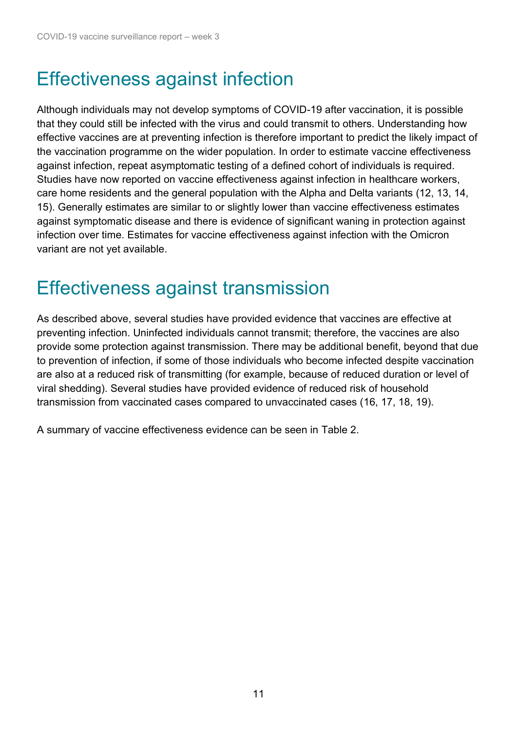# Effectiveness against infection

Although individuals may not develop symptoms of COVID-19 after vaccination, it is possible that they could still be infected with the virus and could transmit to others. Understanding how effective vaccines are at preventing infection is therefore important to predict the likely impact of the vaccination programme on the wider population. In order to estimate vaccine effectiveness against infection, repeat asymptomatic testing of a defined cohort of individuals is required. Studies have now reported on vaccine effectiveness against infection in healthcare workers, care home residents and the general population with the Alpha and Delta variants (12, 13, 14, 15). Generally estimates are similar to or slightly lower than vaccine effectiveness estimates against symptomatic disease and there is evidence of significant waning in protection against infection over time. Estimates for vaccine effectiveness against infection with the Omicron variant are not yet available.

# Effectiveness against transmission

As described above, several studies have provided evidence that vaccines are effective at preventing infection. Uninfected individuals cannot transmit; therefore, the vaccines are also provide some protection against transmission. There may be additional benefit, beyond that due to prevention of infection, if some of those individuals who become infected despite vaccination are also at a reduced risk of transmitting (for example, because of reduced duration or level of viral shedding). Several studies have provided evidence of reduced risk of household transmission from vaccinated cases compared to unvaccinated cases (16, 17, 18, 19).

A summary of vaccine effectiveness evidence can be seen in Table 2.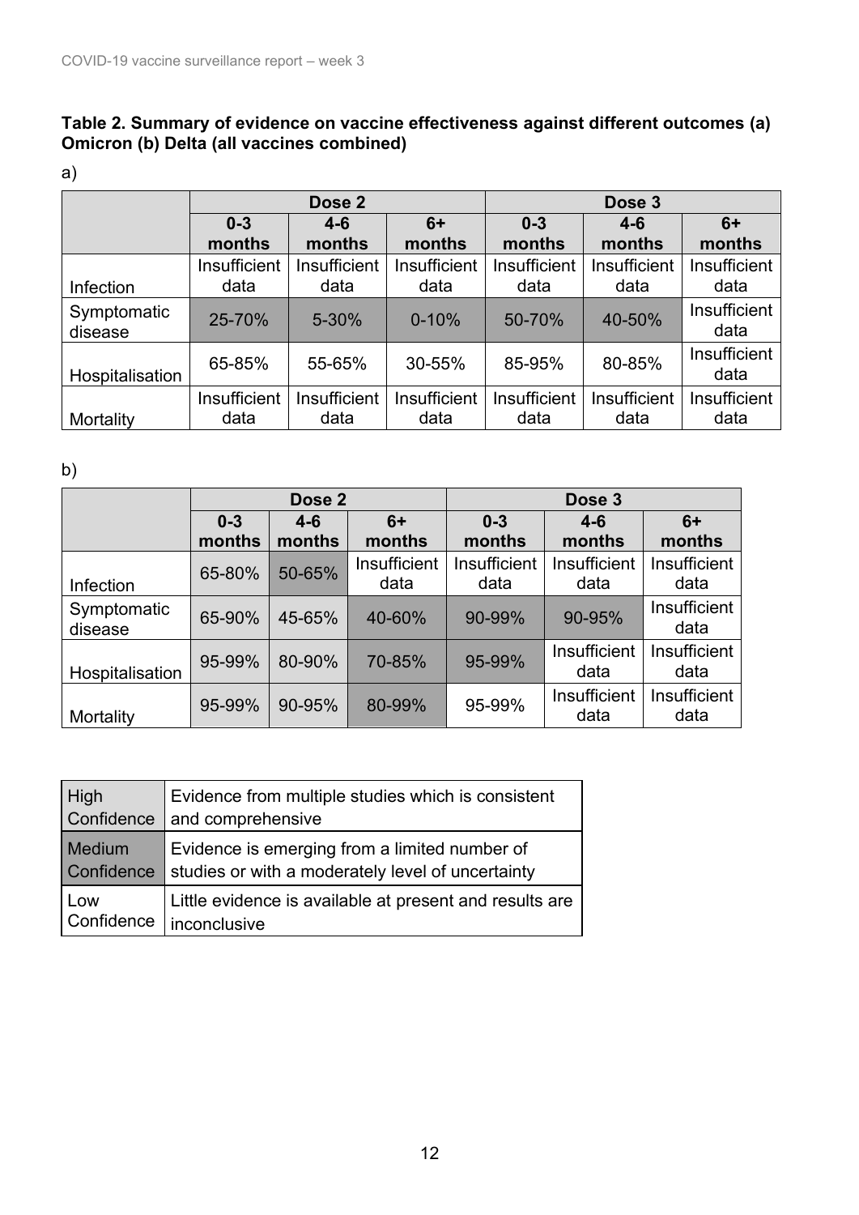**Table 2. Summary of evidence on vaccine effectiveness against different outcomes (a) Omicron (b) Delta (all vaccines combined)**

a)

| | Dose 2 | | | Dose 3 | | |
|---|---|---|---|---|---|---|
| | **0-3 months** | **4-6 months** | **6+ months** | **0-3 months** | **4-6 months** | **6+ months** |
| Infection | Insufficient data | Insufficient data | Insufficient data | Insufficient data | Insufficient data | Insufficient data |
| Symptomatic disease | 25-70% | 5-30% | 0-10% | 50-70% | 40-50% | Insufficient data |
| Hospitalisation | 65-85% | 55-65% | 30-55% | 85-95% | 80-85% | Insufficient data |
| Mortality | Insufficient data | Insufficient data | Insufficient data | Insufficient data | Insufficient data | Insufficient data |

b)

| | Dose 2 | | | Dose 3 | | |
|---|---|---|---|---|---|---|
| | **0-3 months** | **4-6 months** | **6+ months** | **0-3 months** | **4-6 months** | **6+ months** |
| Infection | 65-80% | 50-65% | Insufficient data | Insufficient data | Insufficient data | Insufficient data |
| Symptomatic disease | 65-90% | 45-65% | 40-60% | 90-99% | 90-95% | Insufficient data |
| Hospitalisation | 95-99% | 80-90% | 70-85% | 95-99% | Insufficient data | Insufficient data |
| Mortality | 95-99% | 90-95% | 80-99% | 95-99% | Insufficient data | Insufficient data |

| | |
|---|---|
| High Confidence | Evidence from multiple studies which is consistent and comprehensive |
| Medium Confidence | Evidence is emerging from a limited number of studies or with a moderately level of uncertainty |
| Low Confidence | Little evidence is available at present and results are inconclusive |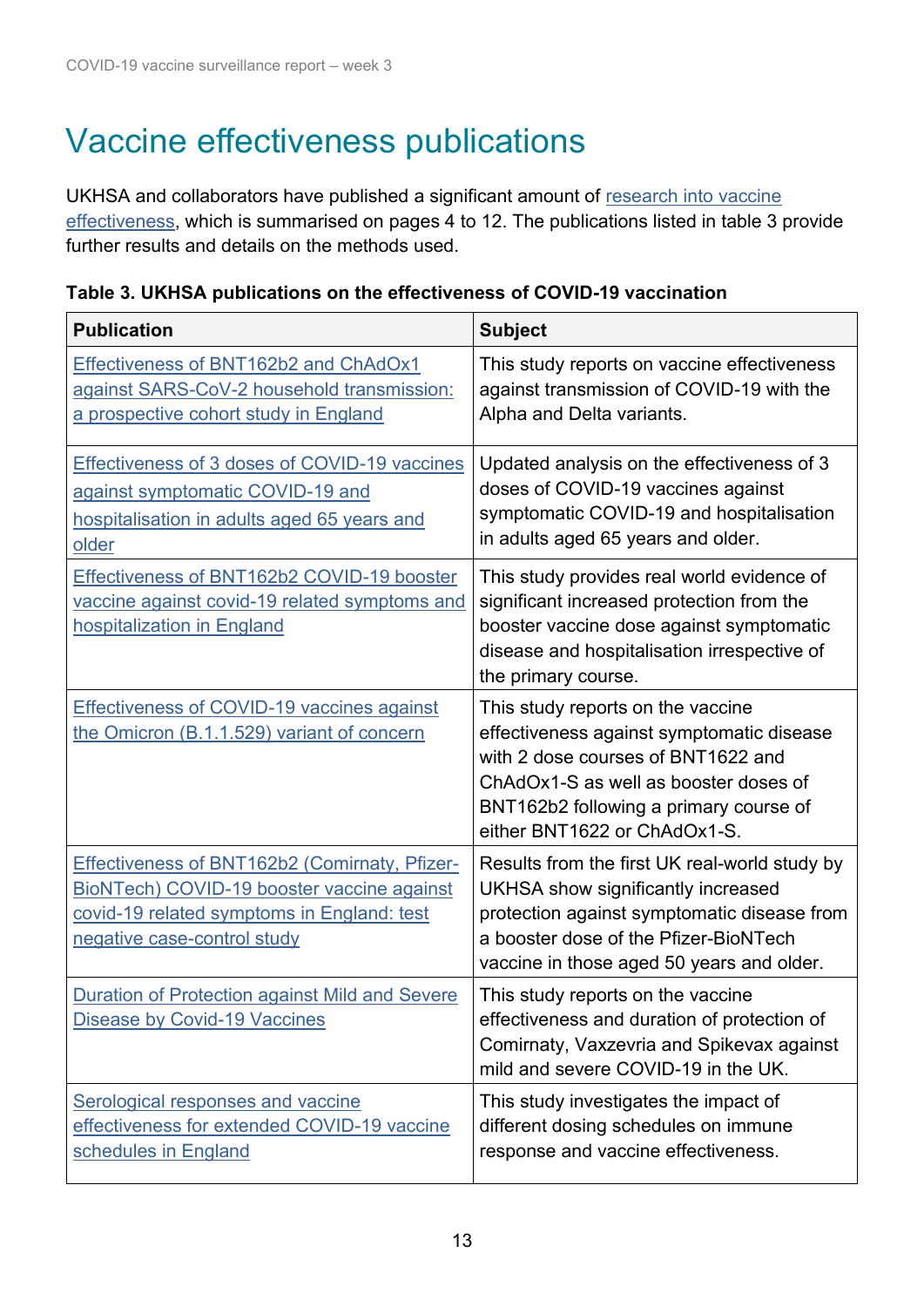# Vaccine effectiveness publications

UKHSA and collaborators have published a significant amount of research into vaccine effectiveness, which is summarised on pages 4 to 12. The publications listed in table 3 provide further results and details on the methods used.

**Table 3. UKHSA publications on the effectiveness of COVID-19 vaccination**

| Publication | Subject |
|---|---|
| Effectiveness of BNT162b2 and ChAdOx1 against SARS-CoV-2 household transmission: a prospective cohort study in England | This study reports on vaccine effectiveness against transmission of COVID-19 with the Alpha and Delta variants. |
| Effectiveness of 3 doses of COVID-19 vaccines against symptomatic COVID-19 and hospitalisation in adults aged 65 years and older | Updated analysis on the effectiveness of 3 doses of COVID-19 vaccines against symptomatic COVID-19 and hospitalisation in adults aged 65 years and older. |
| Effectiveness of BNT162b2 COVID-19 booster vaccine against covid-19 related symptoms and hospitalization in England | This study provides real world evidence of significant increased protection from the booster vaccine dose against symptomatic disease and hospitalisation irrespective of the primary course. |
| Effectiveness of COVID-19 vaccines against the Omicron (B.1.1.529) variant of concern | This study reports on the vaccine effectiveness against symptomatic disease with 2 dose courses of BNT1622 and ChAdOx1-S as well as booster doses of BNT162b2 following a primary course of either BNT1622 or ChAdOx1-S. |
| Effectiveness of BNT162b2 (Comirnaty, Pfizer-BioNTech) COVID-19 booster vaccine against covid-19 related symptoms in England: test negative case-control study | Results from the first UK real-world study by UKHSA show significantly increased protection against symptomatic disease from a booster dose of the Pfizer-BioNTech vaccine in those aged 50 years and older. |
| Duration of Protection against Mild and Severe Disease by Covid-19 Vaccines | This study reports on the vaccine effectiveness and duration of protection of Comirnaty, Vaxzevria and Spikevax against mild and severe COVID-19 in the UK. |
| Serological responses and vaccine effectiveness for extended COVID-19 vaccine schedules in England | This study investigates the impact of different dosing schedules on immune response and vaccine effectiveness. |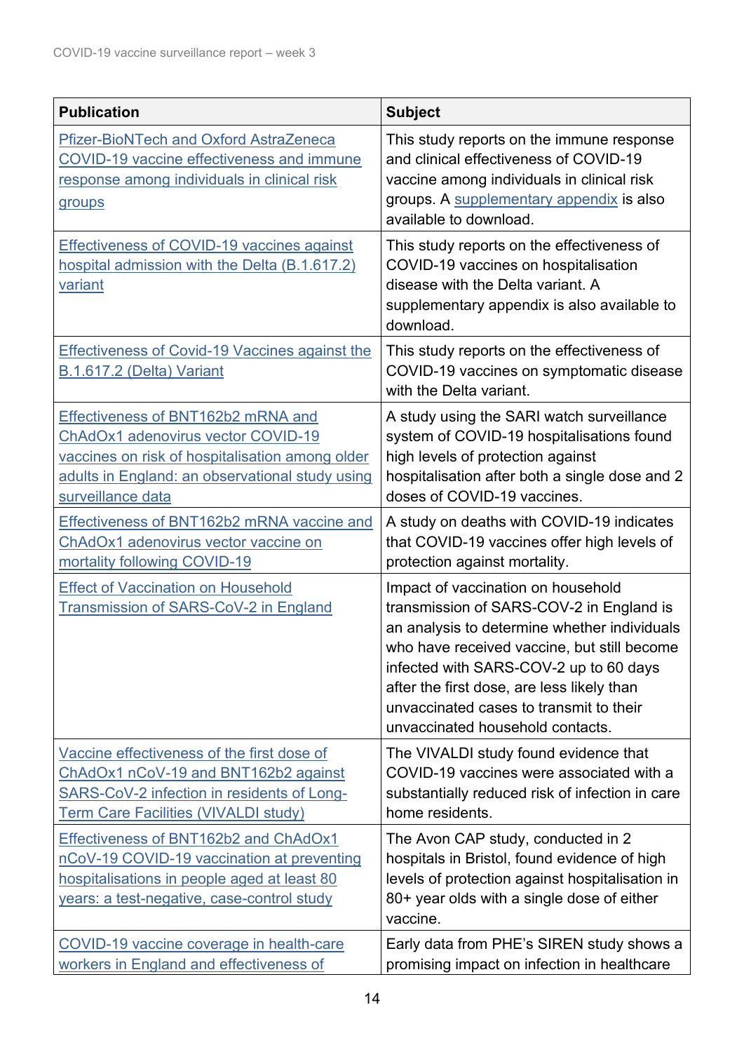| Publication | Subject |
|---|---|
| Pfizer-BioNTech and Oxford AstraZeneca COVID-19 vaccine effectiveness and immune response among individuals in clinical risk groups | This study reports on the immune response and clinical effectiveness of COVID-19 vaccine among individuals in clinical risk groups. A supplementary appendix is also available to download. |
| Effectiveness of COVID-19 vaccines against hospital admission with the Delta (B.1.617.2) variant | This study reports on the effectiveness of COVID-19 vaccines on hospitalisation disease with the Delta variant. A supplementary appendix is also available to download. |
| Effectiveness of Covid-19 Vaccines against the B.1.617.2 (Delta) Variant | This study reports on the effectiveness of COVID-19 vaccines on symptomatic disease with the Delta variant. |
| Effectiveness of BNT162b2 mRNA and ChAdOx1 adenovirus vector COVID-19 vaccines on risk of hospitalisation among older adults in England: an observational study using surveillance data | A study using the SARI watch surveillance system of COVID-19 hospitalisations found high levels of protection against hospitalisation after both a single dose and 2 doses of COVID-19 vaccines. |
| Effectiveness of BNT162b2 mRNA vaccine and ChAdOx1 adenovirus vector vaccine on mortality following COVID-19 | A study on deaths with COVID-19 indicates that COVID-19 vaccines offer high levels of protection against mortality. |
| Effect of Vaccination on Household Transmission of SARS-CoV-2 in England | Impact of vaccination on household transmission of SARS-COV-2 in England is an analysis to determine whether individuals who have received vaccine, but still become infected with SARS-COV-2 up to 60 days after the first dose, are less likely than unvaccinated cases to transmit to their unvaccinated household contacts. |
| Vaccine effectiveness of the first dose of ChAdOx1 nCoV-19 and BNT162b2 against SARS-CoV-2 infection in residents of Long-Term Care Facilities (VIVALDI study) | The VIVALDI study found evidence that COVID-19 vaccines were associated with a substantially reduced risk of infection in care home residents. |
| Effectiveness of BNT162b2 and ChAdOx1 nCoV-19 COVID-19 vaccination at preventing hospitalisations in people aged at least 80 years: a test-negative, case-control study | The Avon CAP study, conducted in 2 hospitals in Bristol, found evidence of high levels of protection against hospitalisation in 80+ year olds with a single dose of either vaccine. |
| COVID-19 vaccine coverage in health-care workers in England and effectiveness of | Early data from PHE's SIREN study shows a promising impact on infection in healthcare |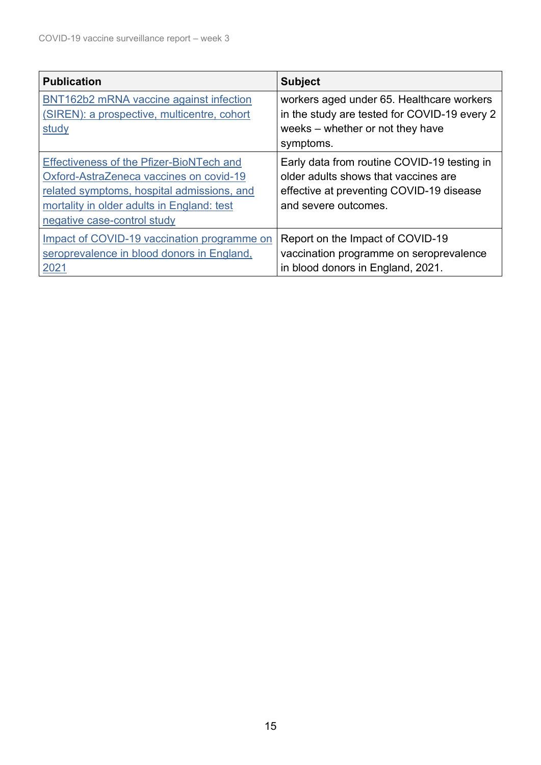| Publication | Subject |
|---|---|
| BNT162b2 mRNA vaccine against infection (SIREN): a prospective, multicentre, cohort study | workers aged under 65. Healthcare workers in the study are tested for COVID-19 every 2 weeks – whether or not they have symptoms. |
| Effectiveness of the Pfizer-BioNTech and Oxford-AstraZeneca vaccines on covid-19 related symptoms, hospital admissions, and mortality in older adults in England: test negative case-control study | Early data from routine COVID-19 testing in older adults shows that vaccines are effective at preventing COVID-19 disease and severe outcomes. |
| Impact of COVID-19 vaccination programme on seroprevalence in blood donors in England, 2021 | Report on the Impact of COVID-19 vaccination programme on seroprevalence in blood donors in England, 2021. |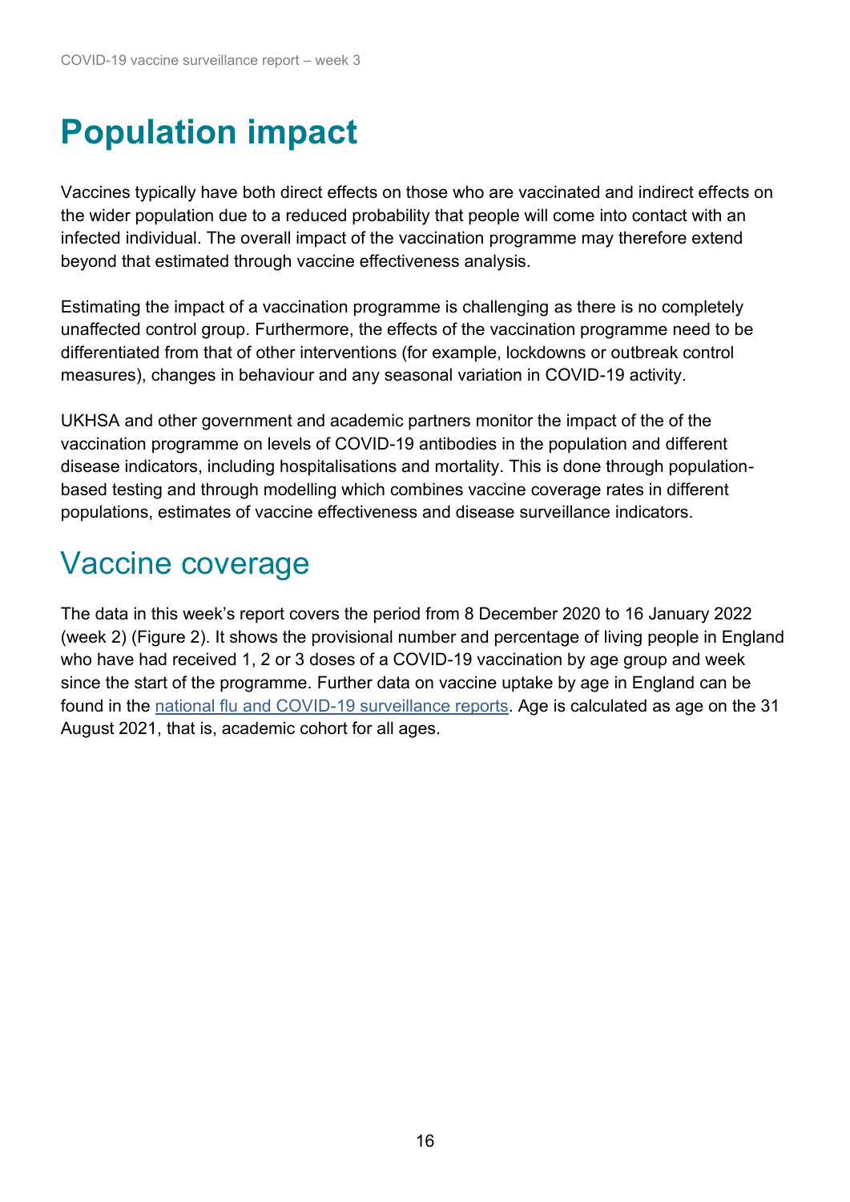# Population impact

Vaccines typically have both direct effects on those who are vaccinated and indirect effects on the wider population due to a reduced probability that people will come into contact with an infected individual. The overall impact of the vaccination programme may therefore extend beyond that estimated through vaccine effectiveness analysis.

Estimating the impact of a vaccination programme is challenging as there is no completely unaffected control group. Furthermore, the effects of the vaccination programme need to be differentiated from that of other interventions (for example, lockdowns or outbreak control measures), changes in behaviour and any seasonal variation in COVID-19 activity.

UKHSA and other government and academic partners monitor the impact of the of the vaccination programme on levels of COVID-19 antibodies in the population and different disease indicators, including hospitalisations and mortality. This is done through population-based testing and through modelling which combines vaccine coverage rates in different populations, estimates of vaccine effectiveness and disease surveillance indicators.

## Vaccine coverage

The data in this week's report covers the period from 8 December 2020 to 16 January 2022 (week 2) (Figure 2). It shows the provisional number and percentage of living people in England who have had received 1, 2 or 3 doses of a COVID-19 vaccination by age group and week since the start of the programme. Further data on vaccine uptake by age in England can be found in the national flu and COVID-19 surveillance reports. Age is calculated as age on the 31 August 2021, that is, academic cohort for all ages.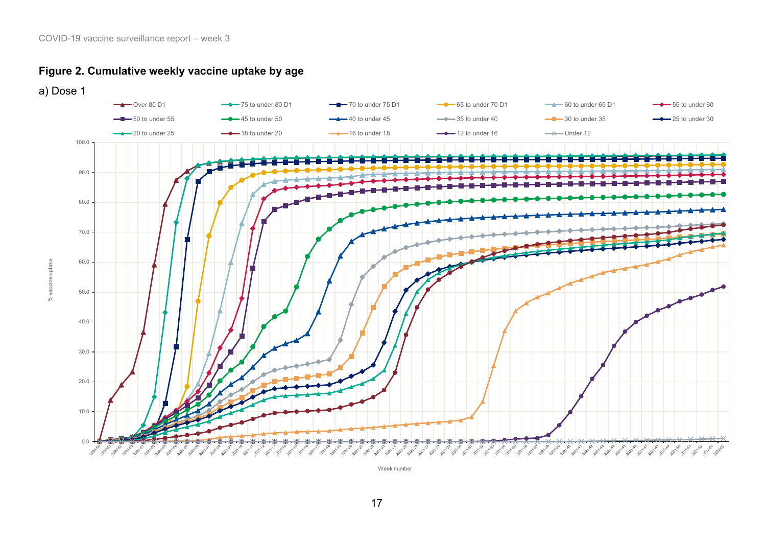## Figure 2. Cumulative weekly vaccine uptake by age

a) Dose 1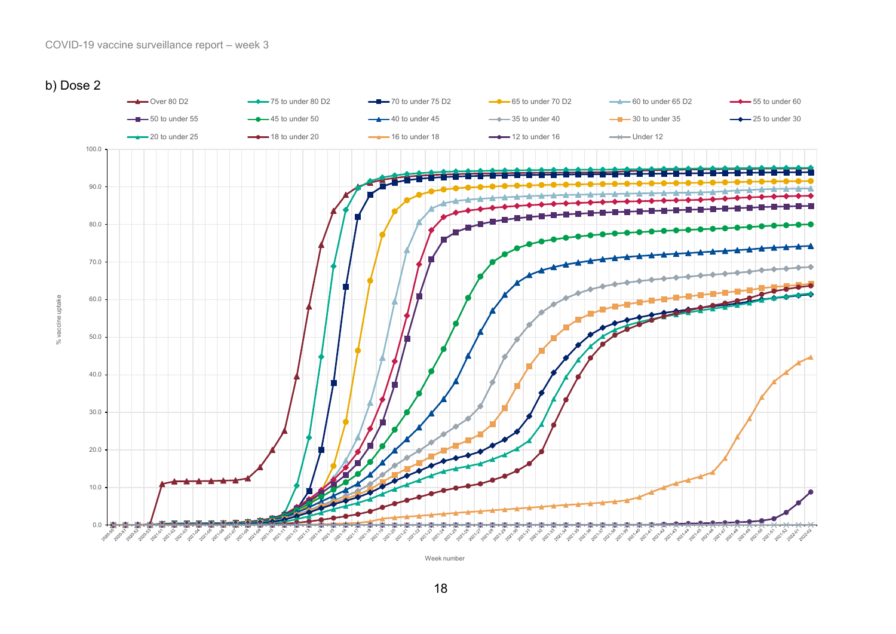## b) Dose 2

Over 80 D2 | 75 to under 80 D2 | 70 to under 75 D2 | 65 to under 70 D2 | 60 to under 65 D2 | 55 to under 60 | 50 to under 55 | 45 to under 50 | 40 to under 45 | 35 to under 40 | 30 to under 35 | 25 to under 30 | 20 to under 25 | 18 to under 20 | 16 to under 18 | 12 to under 16 | Under 12

% vaccine uptake

Week number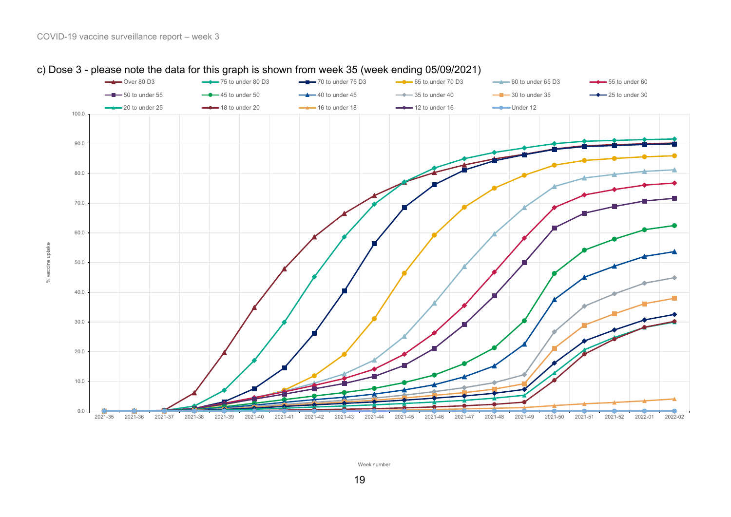c) Dose 3 - please note the data for this graph is shown from week 35 (week ending 05/09/2021)

Over 80 D3 | 75 to under 80 D3 | 70 to under 75 D3 | 65 to under 70 D3 | 60 to under 65 D3 | 55 to under 60 | 50 to under 55 | 45 to under 50 | 40 to under 45 | 35 to under 40 | 30 to under 35 | 25 to under 30 | 20 to under 25 | 18 to under 20 | 16 to under 18 | 12 to under 16 | Under 12

% vaccine uptake

Week number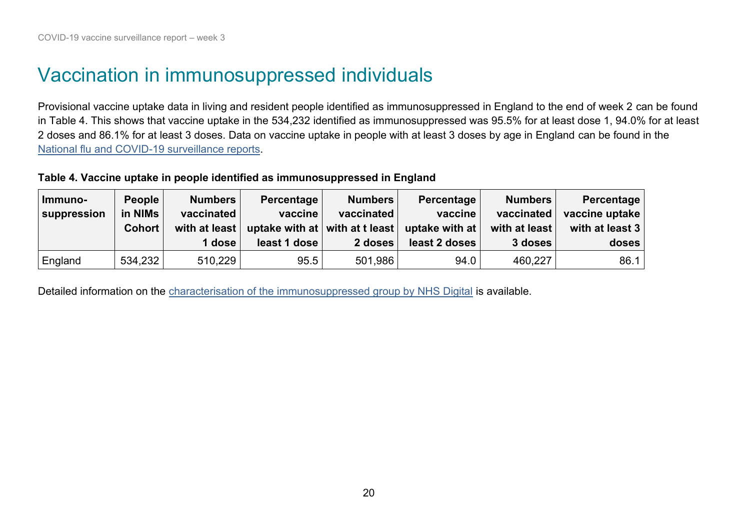# Vaccination in immunosuppressed individuals

Provisional vaccine uptake data in living and resident people identified as immunosuppressed in England to the end of week 2 can be found in Table 4. This shows that vaccine uptake in the 534,232 identified as immunosuppressed was 95.5% for at least dose 1, 94.0% for at least 2 doses and 86.1% for at least 3 doses. Data on vaccine uptake in people with at least 3 doses by age in England can be found in the National flu and COVID-19 surveillance reports.

**Table 4. Vaccine uptake in people identified as immunosuppressed in England**

| Immuno-suppression | People in NIMs Cohort | Numbers vaccinated with at least 1 dose | Percentage vaccine uptake with at least 1 dose | Numbers vaccinated with at t least 2 doses | Percentage vaccine uptake with at least 2 doses | Numbers vaccinated with at least 3 doses | Percentage vaccine uptake with at least 3 doses |
|---|---|---|---|---|---|---|---|
| England | 534,232 | 510,229 | 95.5 | 501,986 | 94.0 | 460,227 | 86.1 |

Detailed information on the characterisation of the immunosuppressed group by NHS Digital is available.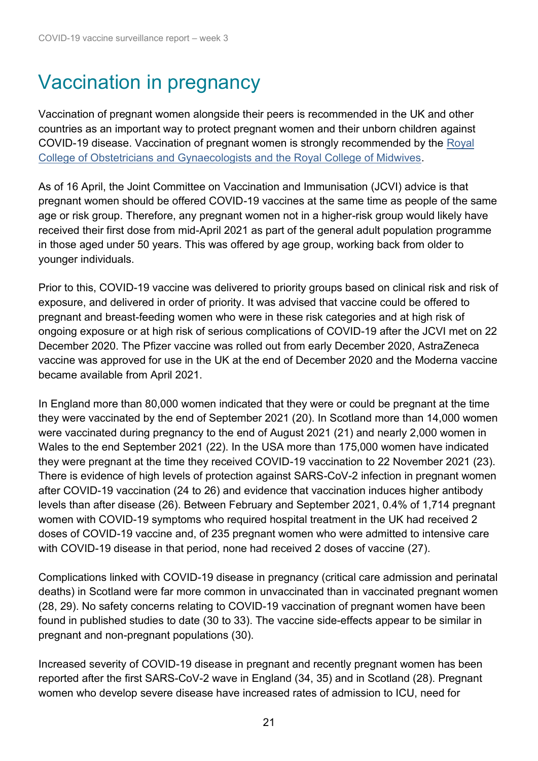# Vaccination in pregnancy

Vaccination of pregnant women alongside their peers is recommended in the UK and other countries as an important way to protect pregnant women and their unborn children against COVID-19 disease. Vaccination of pregnant women is strongly recommended by the [Royal College of Obstetricians and Gynaecologists and the Royal College of Midwives](https://www.rcog.org.uk).

As of 16 April, the Joint Committee on Vaccination and Immunisation (JCVI) advice is that pregnant women should be offered COVID-19 vaccines at the same time as people of the same age or risk group. Therefore, any pregnant women not in a higher-risk group would likely have received their first dose from mid-April 2021 as part of the general adult population programme in those aged under 50 years. This was offered by age group, working back from older to younger individuals.

Prior to this, COVID-19 vaccine was delivered to priority groups based on clinical risk and risk of exposure, and delivered in order of priority. It was advised that vaccine could be offered to pregnant and breast-feeding women who were in these risk categories and at high risk of ongoing exposure or at high risk of serious complications of COVID-19 after the JCVI met on 22 December 2020. The Pfizer vaccine was rolled out from early December 2020, AstraZeneca vaccine was approved for use in the UK at the end of December 2020 and the Moderna vaccine became available from April 2021.

In England more than 80,000 women indicated that they were or could be pregnant at the time they were vaccinated by the end of September 2021 (20). In Scotland more than 14,000 women were vaccinated during pregnancy to the end of August 2021 (21) and nearly 2,000 women in Wales to the end September 2021 (22). In the USA more than 175,000 women have indicated they were pregnant at the time they received COVID-19 vaccination to 22 November 2021 (23). There is evidence of high levels of protection against SARS-CoV-2 infection in pregnant women after COVID-19 vaccination (24 to 26) and evidence that vaccination induces higher antibody levels than after disease (26). Between February and September 2021, 0.4% of 1,714 pregnant women with COVID-19 symptoms who required hospital treatment in the UK had received 2 doses of COVID-19 vaccine and, of 235 pregnant women who were admitted to intensive care with COVID-19 disease in that period, none had received 2 doses of vaccine (27).

Complications linked with COVID-19 disease in pregnancy (critical care admission and perinatal deaths) in Scotland were far more common in unvaccinated than in vaccinated pregnant women (28, 29). No safety concerns relating to COVID-19 vaccination of pregnant women have been found in published studies to date (30 to 33). The vaccine side-effects appear to be similar in pregnant and non-pregnant populations (30).

Increased severity of COVID-19 disease in pregnant and recently pregnant women has been reported after the first SARS-CoV-2 wave in England (34, 35) and in Scotland (28). Pregnant women who develop severe disease have increased rates of admission to ICU, need for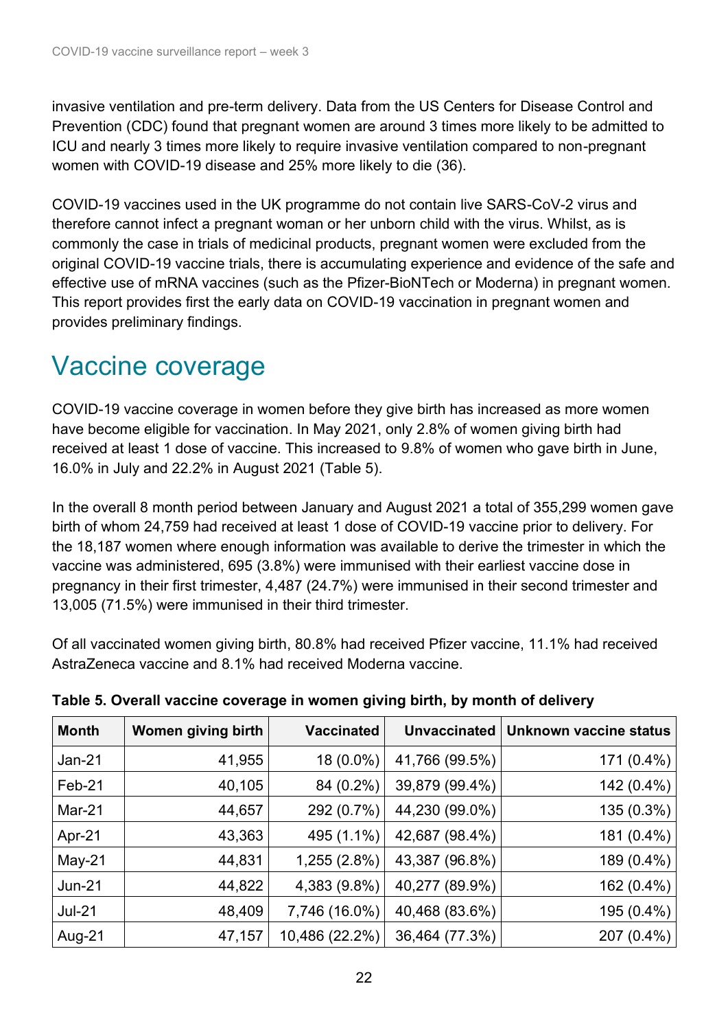invasive ventilation and pre-term delivery. Data from the US Centers for Disease Control and Prevention (CDC) found that pregnant women are around 3 times more likely to be admitted to ICU and nearly 3 times more likely to require invasive ventilation compared to non-pregnant women with COVID-19 disease and 25% more likely to die (36).

COVID-19 vaccines used in the UK programme do not contain live SARS-CoV-2 virus and therefore cannot infect a pregnant woman or her unborn child with the virus. Whilst, as is commonly the case in trials of medicinal products, pregnant women were excluded from the original COVID-19 vaccine trials, there is accumulating experience and evidence of the safe and effective use of mRNA vaccines (such as the Pfizer-BioNTech or Moderna) in pregnant women. This report provides first the early data on COVID-19 vaccination in pregnant women and provides preliminary findings.

# Vaccine coverage

COVID-19 vaccine coverage in women before they give birth has increased as more women have become eligible for vaccination. In May 2021, only 2.8% of women giving birth had received at least 1 dose of vaccine. This increased to 9.8% of women who gave birth in June, 16.0% in July and 22.2% in August 2021 (Table 5).

In the overall 8 month period between January and August 2021 a total of 355,299 women gave birth of whom 24,759 had received at least 1 dose of COVID-19 vaccine prior to delivery. For the 18,187 women where enough information was available to derive the trimester in which the vaccine was administered, 695 (3.8%) were immunised with their earliest vaccine dose in pregnancy in their first trimester, 4,487 (24.7%) were immunised in their second trimester and 13,005 (71.5%) were immunised in their third trimester.

Of all vaccinated women giving birth, 80.8% had received Pfizer vaccine, 11.1% had received AstraZeneca vaccine and 8.1% had received Moderna vaccine.

**Table 5. Overall vaccine coverage in women giving birth, by month of delivery**

| Month | Women giving birth | Vaccinated | Unvaccinated | Unknown vaccine status |
|---|---|---|---|---|
| Jan-21 | 41,955 | 18 (0.0%) | 41,766 (99.5%) | 171 (0.4%) |
| Feb-21 | 40,105 | 84 (0.2%) | 39,879 (99.4%) | 142 (0.4%) |
| Mar-21 | 44,657 | 292 (0.7%) | 44,230 (99.0%) | 135 (0.3%) |
| Apr-21 | 43,363 | 495 (1.1%) | 42,687 (98.4%) | 181 (0.4%) |
| May-21 | 44,831 | 1,255 (2.8%) | 43,387 (96.8%) | 189 (0.4%) |
| Jun-21 | 44,822 | 4,383 (9.8%) | 40,277 (89.9%) | 162 (0.4%) |
| Jul-21 | 48,409 | 7,746 (16.0%) | 40,468 (83.6%) | 195 (0.4%) |
| Aug-21 | 47,157 | 10,486 (22.2%) | 36,464 (77.3%) | 207 (0.4%) |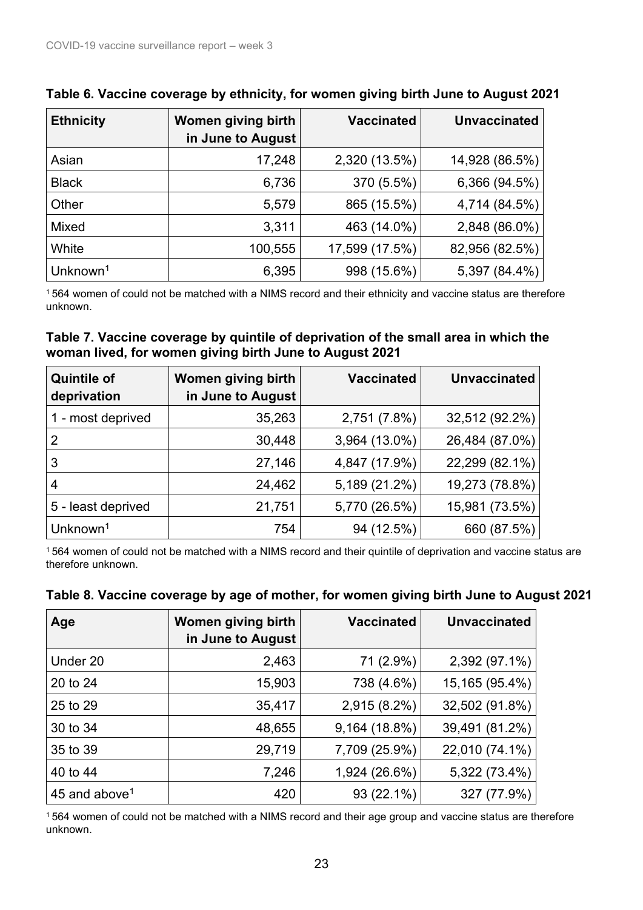**Table 6. Vaccine coverage by ethnicity, for women giving birth June to August 2021**

| Ethnicity | Women giving birth in June to August | Vaccinated | Unvaccinated |
|---|---|---|---|
| Asian | 17,248 | 2,320 (13.5%) | 14,928 (86.5%) |
| Black | 6,736 | 370 (5.5%) | 6,366 (94.5%) |
| Other | 5,579 | 865 (15.5%) | 4,714 (84.5%) |
| Mixed | 3,311 | 463 (14.0%) | 2,848 (86.0%) |
| White | 100,555 | 17,599 (17.5%) | 82,956 (82.5%) |
| Unknown[1] | 6,395 | 998 (15.6%) | 5,397 (84.4%) |

[1] 564 women of could not be matched with a NIMS record and their ethnicity and vaccine status are therefore unknown.

**Table 7. Vaccine coverage by quintile of deprivation of the small area in which the woman lived, for women giving birth June to August 2021**

| Quintile of deprivation | Women giving birth in June to August | Vaccinated | Unvaccinated |
|---|---|---|---|
| 1 - most deprived | 35,263 | 2,751 (7.8%) | 32,512 (92.2%) |
| 2 | 30,448 | 3,964 (13.0%) | 26,484 (87.0%) |
| 3 | 27,146 | 4,847 (17.9%) | 22,299 (82.1%) |
| 4 | 24,462 | 5,189 (21.2%) | 19,273 (78.8%) |
| 5 - least deprived | 21,751 | 5,770 (26.5%) | 15,981 (73.5%) |
| Unknown[1] | 754 | 94 (12.5%) | 660 (87.5%) |

[1] 564 women of could not be matched with a NIMS record and their quintile of deprivation and vaccine status are therefore unknown.

**Table 8. Vaccine coverage by age of mother, for women giving birth June to August 2021**

| Age | Women giving birth in June to August | Vaccinated | Unvaccinated |
|---|---|---|---|
| Under 20 | 2,463 | 71 (2.9%) | 2,392 (97.1%) |
| 20 to 24 | 15,903 | 738 (4.6%) | 15,165 (95.4%) |
| 25 to 29 | 35,417 | 2,915 (8.2%) | 32,502 (91.8%) |
| 30 to 34 | 48,655 | 9,164 (18.8%) | 39,491 (81.2%) |
| 35 to 39 | 29,719 | 7,709 (25.9%) | 22,010 (74.1%) |
| 40 to 44 | 7,246 | 1,924 (26.6%) | 5,322 (73.4%) |
| 45 and above[1] | 420 | 93 (22.1%) | 327 (77.9%) |

[1] 564 women of could not be matched with a NIMS record and their age group and vaccine status are therefore unknown.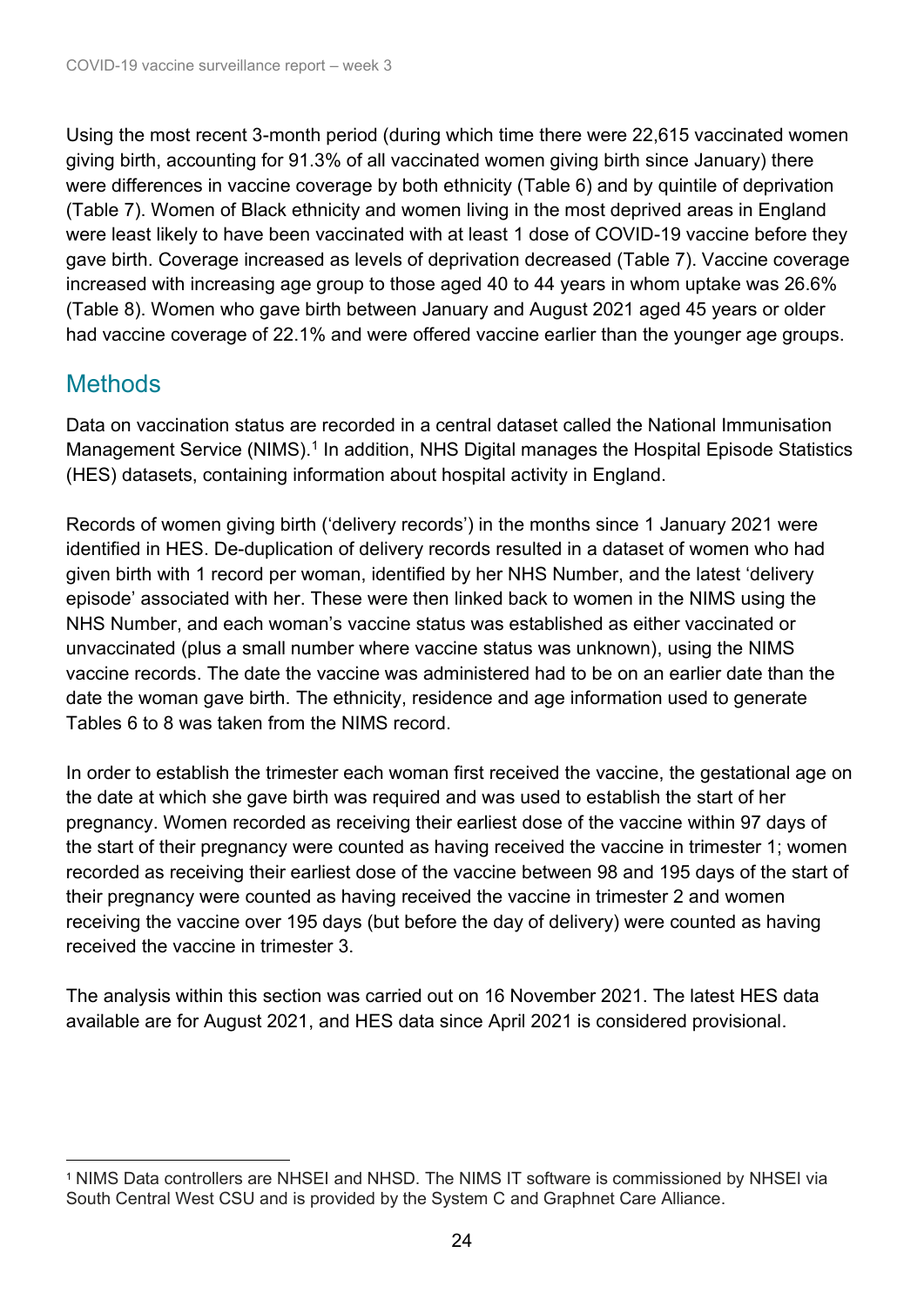Using the most recent 3-month period (during which time there were 22,615 vaccinated women giving birth, accounting for 91.3% of all vaccinated women giving birth since January) there were differences in vaccine coverage by both ethnicity (Table 6) and by quintile of deprivation (Table 7). Women of Black ethnicity and women living in the most deprived areas in England were least likely to have been vaccinated with at least 1 dose of COVID-19 vaccine before they gave birth. Coverage increased as levels of deprivation decreased (Table 7). Vaccine coverage increased with increasing age group to those aged 40 to 44 years in whom uptake was 26.6% (Table 8). Women who gave birth between January and August 2021 aged 45 years or older had vaccine coverage of 22.1% and were offered vaccine earlier than the younger age groups.

## Methods

Data on vaccination status are recorded in a central dataset called the National Immunisation Management Service (NIMS).[1] In addition, NHS Digital manages the Hospital Episode Statistics (HES) datasets, containing information about hospital activity in England.

Records of women giving birth ('delivery records') in the months since 1 January 2021 were identified in HES. De-duplication of delivery records resulted in a dataset of women who had given birth with 1 record per woman, identified by her NHS Number, and the latest 'delivery episode' associated with her. These were then linked back to women in the NIMS using the NHS Number, and each woman's vaccine status was established as either vaccinated or unvaccinated (plus a small number where vaccine status was unknown), using the NIMS vaccine records. The date the vaccine was administered had to be on an earlier date than the date the woman gave birth. The ethnicity, residence and age information used to generate Tables 6 to 8 was taken from the NIMS record.

In order to establish the trimester each woman first received the vaccine, the gestational age on the date at which she gave birth was required and was used to establish the start of her pregnancy. Women recorded as receiving their earliest dose of the vaccine within 97 days of the start of their pregnancy were counted as having received the vaccine in trimester 1; women recorded as receiving their earliest dose of the vaccine between 98 and 195 days of the start of their pregnancy were counted as having received the vaccine in trimester 2 and women receiving the vaccine over 195 days (but before the day of delivery) were counted as having received the vaccine in trimester 3.

The analysis within this section was carried out on 16 November 2021. The latest HES data available are for August 2021, and HES data since April 2021 is considered provisional.

---

[1] NIMS Data controllers are NHSEI and NHSD. The NIMS IT software is commissioned by NHSEI via South Central West CSU and is provided by the System C and Graphnet Care Alliance.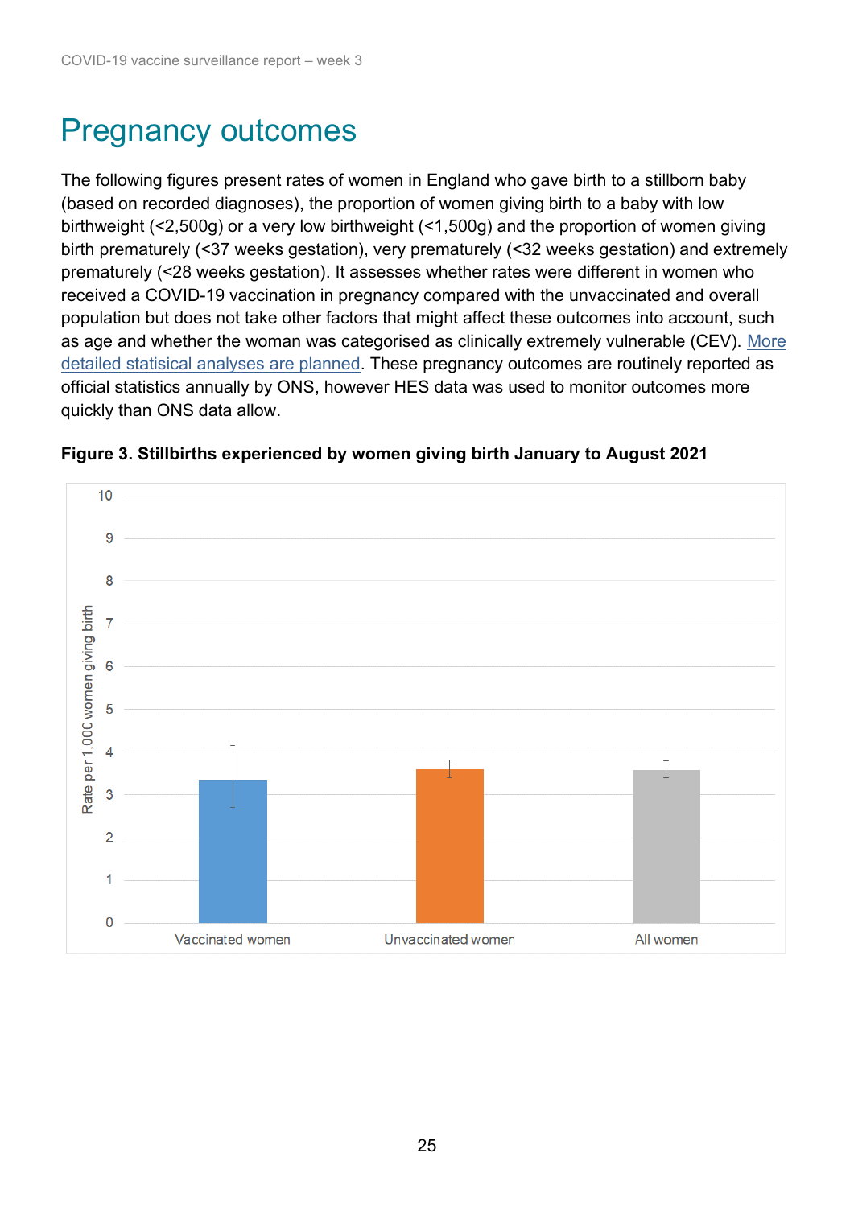# Pregnancy outcomes

The following figures present rates of women in England who gave birth to a stillborn baby (based on recorded diagnoses), the proportion of women giving birth to a baby with low birthweight (<2,500g) or a very low birthweight (<1,500g) and the proportion of women giving birth prematurely (<37 weeks gestation), very prematurely (<32 weeks gestation) and extremely prematurely (<28 weeks gestation). It assesses whether rates were different in women who received a COVID-19 vaccination in pregnancy compared with the unvaccinated and overall population but does not take other factors that might affect these outcomes into account, such as age and whether the woman was categorised as clinically extremely vulnerable (CEV). More detailed statisical analyses are planned. These pregnancy outcomes are routinely reported as official statistics annually by ONS, however HES data was used to monitor outcomes more quickly than ONS data allow.

**Figure 3. Stillbirths experienced by women giving birth January to August 2021**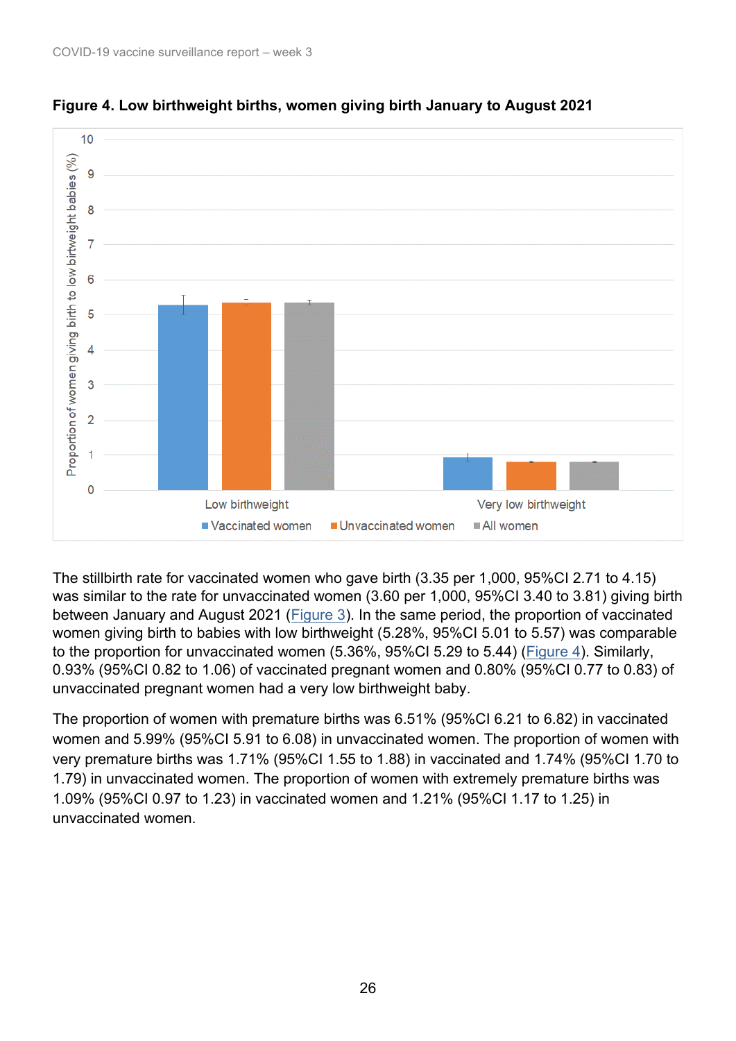**Figure 4. Low birthweight births, women giving birth January to August 2021**

The stillbirth rate for vaccinated women who gave birth (3.35 per 1,000, 95%CI 2.71 to 4.15) was similar to the rate for unvaccinated women (3.60 per 1,000, 95%CI 3.40 to 3.81) giving birth between January and August 2021 (Figure 3). In the same period, the proportion of vaccinated women giving birth to babies with low birthweight (5.28%, 95%CI 5.01 to 5.57) was comparable to the proportion for unvaccinated women (5.36%, 95%CI 5.29 to 5.44) (Figure 4). Similarly, 0.93% (95%CI 0.82 to 1.06) of vaccinated pregnant women and 0.80% (95%CI 0.77 to 0.83) of unvaccinated pregnant women had a very low birthweight baby.

The proportion of women with premature births was 6.51% (95%CI 6.21 to 6.82) in vaccinated women and 5.99% (95%CI 5.91 to 6.08) in unvaccinated women. The proportion of women with very premature births was 1.71% (95%CI 1.55 to 1.88) in vaccinated and 1.74% (95%CI 1.70 to 1.79) in unvaccinated women. The proportion of women with extremely premature births was 1.09% (95%CI 0.97 to 1.23) in vaccinated women and 1.21% (95%CI 1.17 to 1.25) in unvaccinated women.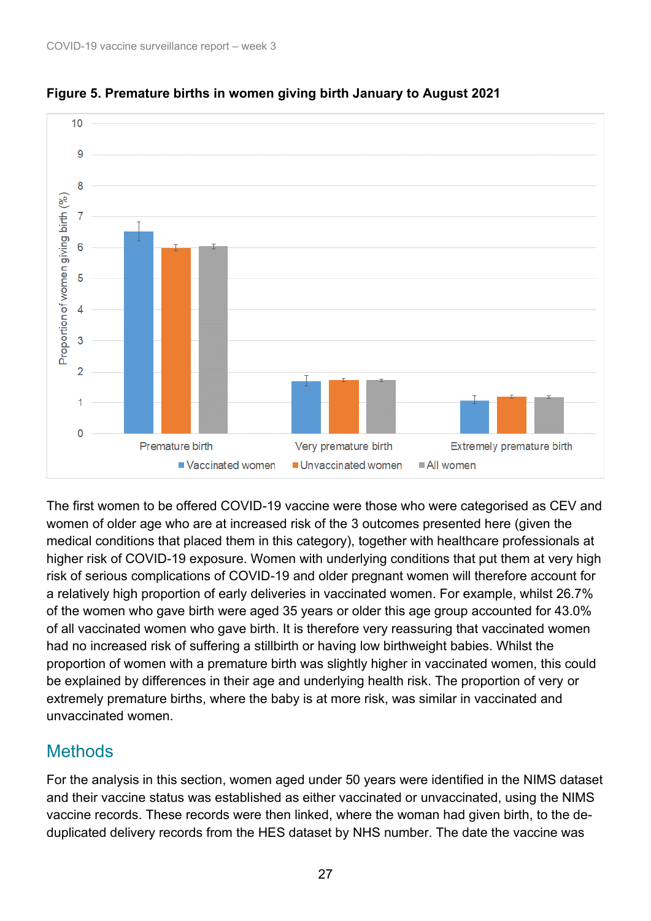**Figure 5. Premature births in women giving birth January to August 2021**

The first women to be offered COVID-19 vaccine were those who were categorised as CEV and women of older age who are at increased risk of the 3 outcomes presented here (given the medical conditions that placed them in this category), together with healthcare professionals at higher risk of COVID-19 exposure. Women with underlying conditions that put them at very high risk of serious complications of COVID-19 and older pregnant women will therefore account for a relatively high proportion of early deliveries in vaccinated women. For example, whilst 26.7% of the women who gave birth were aged 35 years or older this age group accounted for 43.0% of all vaccinated women who gave birth. It is therefore very reassuring that vaccinated women had no increased risk of suffering a stillbirth or having low birthweight babies. Whilst the proportion of women with a premature birth was slightly higher in vaccinated women, this could be explained by differences in their age and underlying health risk. The proportion of very or extremely premature births, where the baby is at more risk, was similar in vaccinated and unvaccinated women.

## Methods

For the analysis in this section, women aged under 50 years were identified in the NIMS dataset and their vaccine status was established as either vaccinated or unvaccinated, using the NIMS vaccine records. These records were then linked, where the woman had given birth, to the de-duplicated delivery records from the HES dataset by NHS number. The date the vaccine was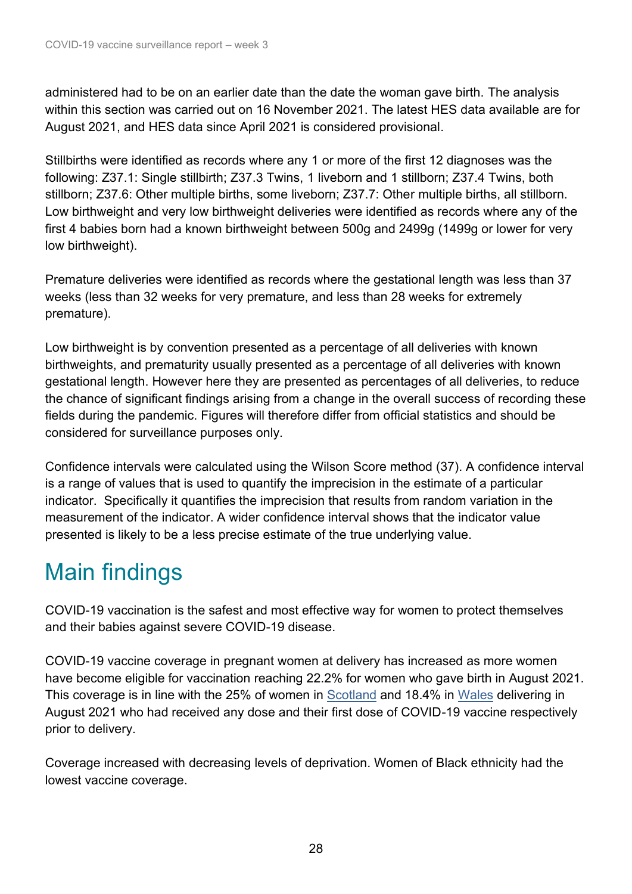administered had to be on an earlier date than the date the woman gave birth. The analysis within this section was carried out on 16 November 2021. The latest HES data available are for August 2021, and HES data since April 2021 is considered provisional.

Stillbirths were identified as records where any 1 or more of the first 12 diagnoses was the following: Z37.1: Single stillbirth; Z37.3 Twins, 1 liveborn and 1 stillborn; Z37.4 Twins, both stillborn; Z37.6: Other multiple births, some liveborn; Z37.7: Other multiple births, all stillborn. Low birthweight and very low birthweight deliveries were identified as records where any of the first 4 babies born had a known birthweight between 500g and 2499g (1499g or lower for very low birthweight).

Premature deliveries were identified as records where the gestational length was less than 37 weeks (less than 32 weeks for very premature, and less than 28 weeks for extremely premature).

Low birthweight is by convention presented as a percentage of all deliveries with known birthweights, and prematurity usually presented as a percentage of all deliveries with known gestational length. However here they are presented as percentages of all deliveries, to reduce the chance of significant findings arising from a change in the overall success of recording these fields during the pandemic. Figures will therefore differ from official statistics and should be considered for surveillance purposes only.

Confidence intervals were calculated using the Wilson Score method (37). A confidence interval is a range of values that is used to quantify the imprecision in the estimate of a particular indicator. Specifically it quantifies the imprecision that results from random variation in the measurement of the indicator. A wider confidence interval shows that the indicator value presented is likely to be a less precise estimate of the true underlying value.

# Main findings

COVID-19 vaccination is the safest and most effective way for women to protect themselves and their babies against severe COVID-19 disease.

COVID-19 vaccine coverage in pregnant women at delivery has increased as more women have become eligible for vaccination reaching 22.2% for women who gave birth in August 2021. This coverage is in line with the 25% of women in Scotland and 18.4% in Wales delivering in August 2021 who had received any dose and their first dose of COVID-19 vaccine respectively prior to delivery.

Coverage increased with decreasing levels of deprivation. Women of Black ethnicity had the lowest vaccine coverage.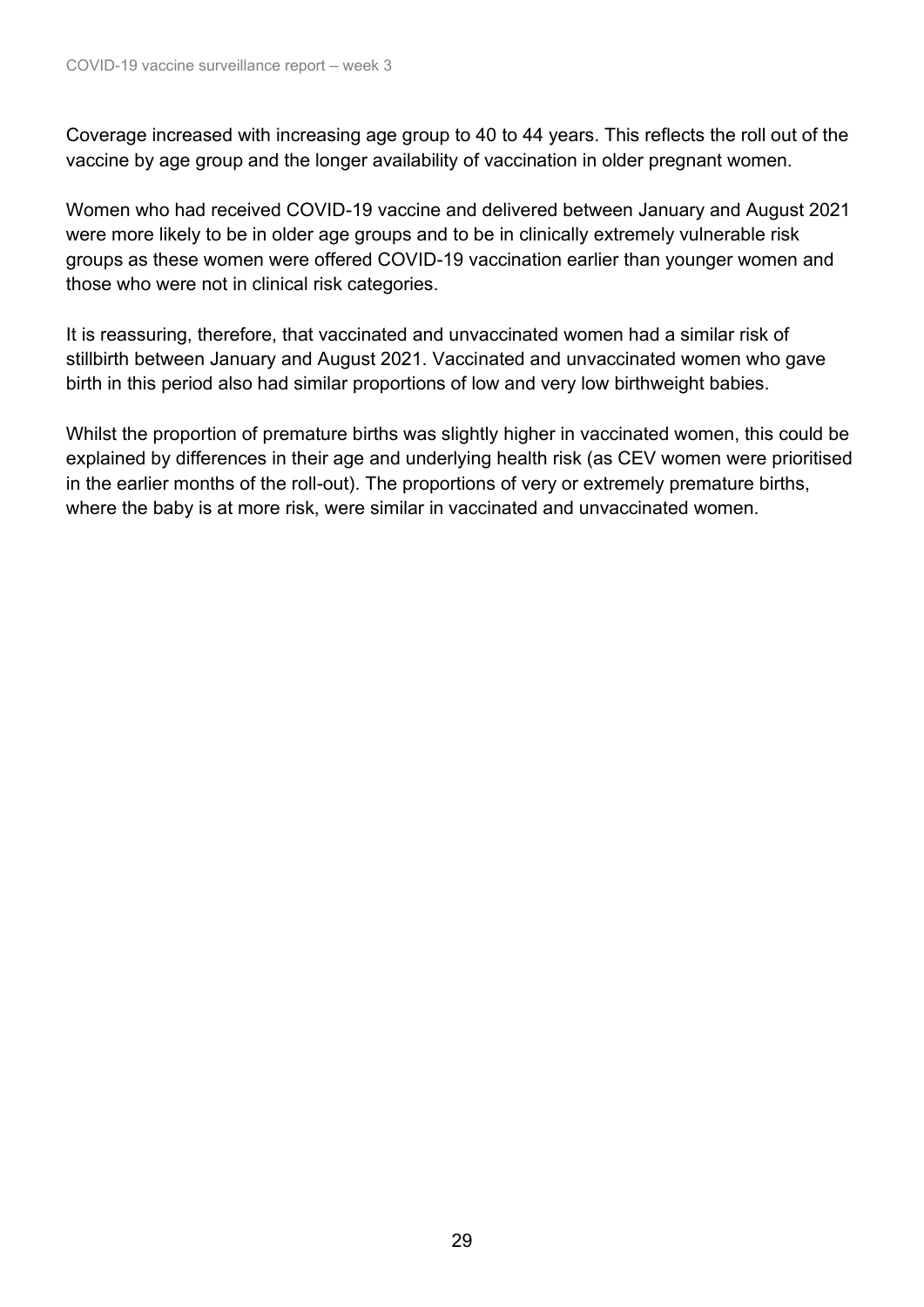Coverage increased with increasing age group to 40 to 44 years. This reflects the roll out of the vaccine by age group and the longer availability of vaccination in older pregnant women.

Women who had received COVID-19 vaccine and delivered between January and August 2021 were more likely to be in older age groups and to be in clinically extremely vulnerable risk groups as these women were offered COVID-19 vaccination earlier than younger women and those who were not in clinical risk categories.

It is reassuring, therefore, that vaccinated and unvaccinated women had a similar risk of stillbirth between January and August 2021. Vaccinated and unvaccinated women who gave birth in this period also had similar proportions of low and very low birthweight babies.

Whilst the proportion of premature births was slightly higher in vaccinated women, this could be explained by differences in their age and underlying health risk (as CEV women were prioritised in the earlier months of the roll-out). The proportions of very or extremely premature births, where the baby is at more risk, were similar in vaccinated and unvaccinated women.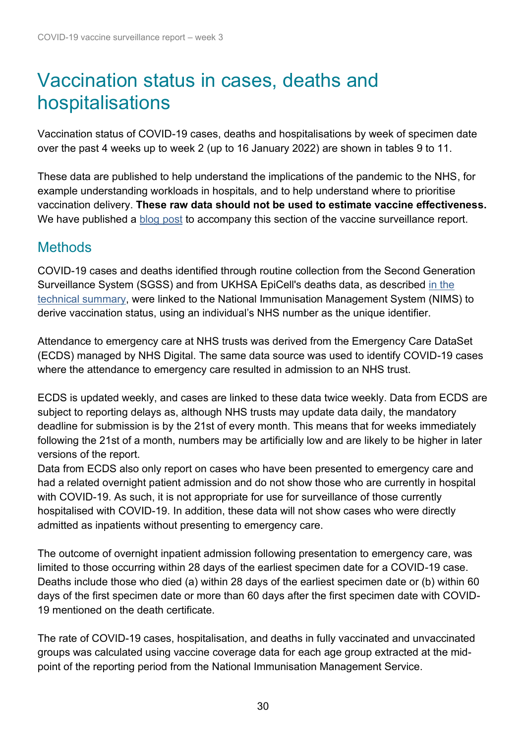# Vaccination status in cases, deaths and hospitalisations

Vaccination status of COVID-19 cases, deaths and hospitalisations by week of specimen date over the past 4 weeks up to week 2 (up to 16 January 2022) are shown in tables 9 to 11.

These data are published to help understand the implications of the pandemic to the NHS, for example understanding workloads in hospitals, and to help understand where to prioritise vaccination delivery. **These raw data should not be used to estimate vaccine effectiveness.** We have published a blog post to accompany this section of the vaccine surveillance report.

## Methods

COVID-19 cases and deaths identified through routine collection from the Second Generation Surveillance System (SGSS) and from UKHSA EpiCell's deaths data, as described in the technical summary, were linked to the National Immunisation Management System (NIMS) to derive vaccination status, using an individual's NHS number as the unique identifier.

Attendance to emergency care at NHS trusts was derived from the Emergency Care DataSet (ECDS) managed by NHS Digital. The same data source was used to identify COVID-19 cases where the attendance to emergency care resulted in admission to an NHS trust.

ECDS is updated weekly, and cases are linked to these data twice weekly. Data from ECDS are subject to reporting delays as, although NHS trusts may update data daily, the mandatory deadline for submission is by the 21st of every month. This means that for weeks immediately following the 21st of a month, numbers may be artificially low and are likely to be higher in later versions of the report.
Data from ECDS also only report on cases who have been presented to emergency care and had a related overnight patient admission and do not show those who are currently in hospital with COVID-19. As such, it is not appropriate for use for surveillance of those currently hospitalised with COVID-19. In addition, these data will not show cases who were directly admitted as inpatients without presenting to emergency care.

The outcome of overnight inpatient admission following presentation to emergency care, was limited to those occurring within 28 days of the earliest specimen date for a COVID-19 case. Deaths include those who died (a) within 28 days of the earliest specimen date or (b) within 60 days of the first specimen date or more than 60 days after the first specimen date with COVID-19 mentioned on the death certificate.

The rate of COVID-19 cases, hospitalisation, and deaths in fully vaccinated and unvaccinated groups was calculated using vaccine coverage data for each age group extracted at the mid-point of the reporting period from the National Immunisation Management Service.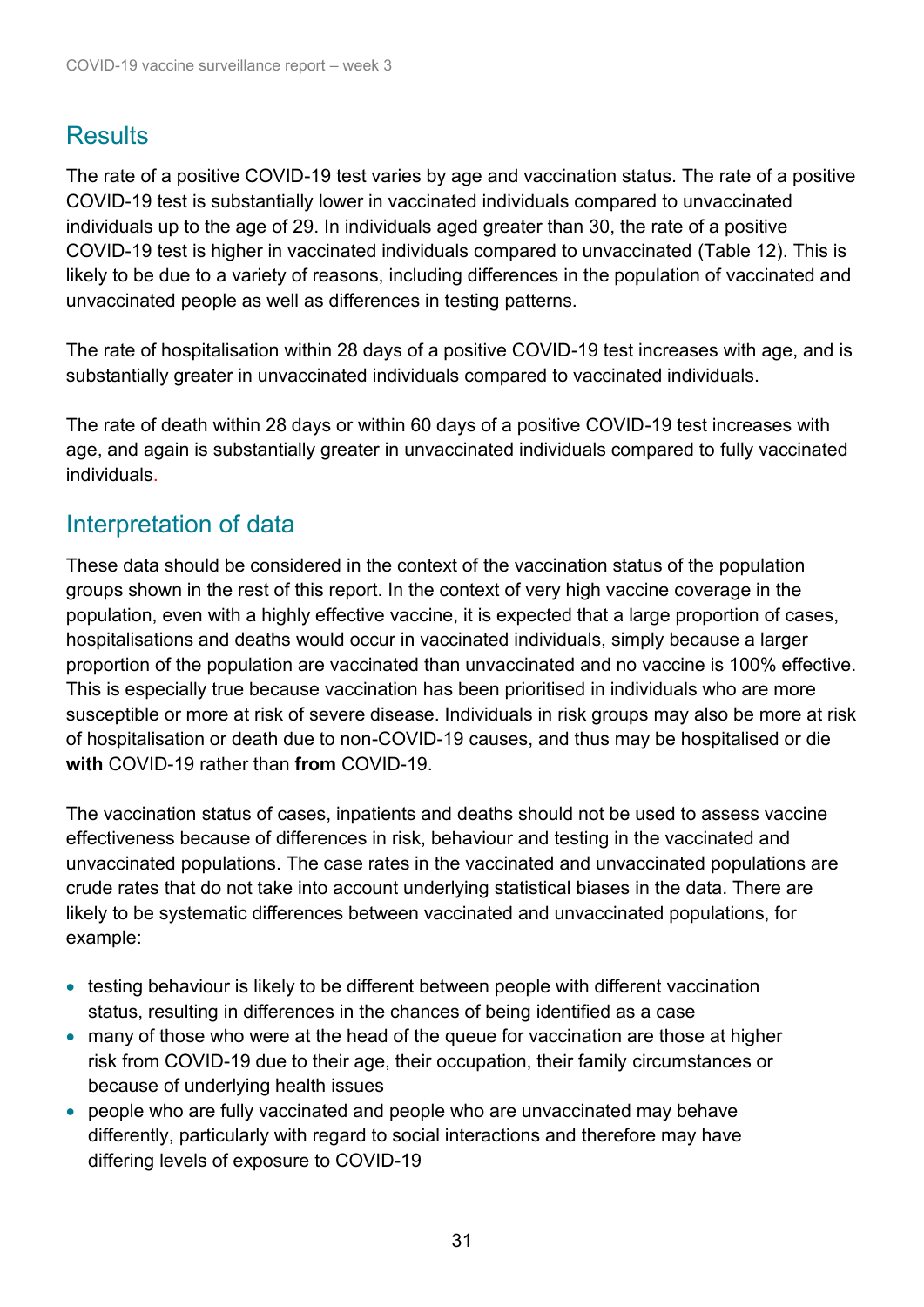## Results

The rate of a positive COVID-19 test varies by age and vaccination status. The rate of a positive COVID-19 test is substantially lower in vaccinated individuals compared to unvaccinated individuals up to the age of 29. In individuals aged greater than 30, the rate of a positive COVID-19 test is higher in vaccinated individuals compared to unvaccinated (Table 12). This is likely to be due to a variety of reasons, including differences in the population of vaccinated and unvaccinated people as well as differences in testing patterns.

The rate of hospitalisation within 28 days of a positive COVID-19 test increases with age, and is substantially greater in unvaccinated individuals compared to vaccinated individuals.

The rate of death within 28 days or within 60 days of a positive COVID-19 test increases with age, and again is substantially greater in unvaccinated individuals compared to fully vaccinated individuals.

## Interpretation of data

These data should be considered in the context of the vaccination status of the population groups shown in the rest of this report. In the context of very high vaccine coverage in the population, even with a highly effective vaccine, it is expected that a large proportion of cases, hospitalisations and deaths would occur in vaccinated individuals, simply because a larger proportion of the population are vaccinated than unvaccinated and no vaccine is 100% effective. This is especially true because vaccination has been prioritised in individuals who are more susceptible or more at risk of severe disease. Individuals in risk groups may also be more at risk of hospitalisation or death due to non-COVID-19 causes, and thus may be hospitalised or die **with** COVID-19 rather than **from** COVID-19.

The vaccination status of cases, inpatients and deaths should not be used to assess vaccine effectiveness because of differences in risk, behaviour and testing in the vaccinated and unvaccinated populations. The case rates in the vaccinated and unvaccinated populations are crude rates that do not take into account underlying statistical biases in the data. There are likely to be systematic differences between vaccinated and unvaccinated populations, for example:

- testing behaviour is likely to be different between people with different vaccination status, resulting in differences in the chances of being identified as a case
- many of those who were at the head of the queue for vaccination are those at higher risk from COVID-19 due to their age, their occupation, their family circumstances or because of underlying health issues
- people who are fully vaccinated and people who are unvaccinated may behave differently, particularly with regard to social interactions and therefore may have differing levels of exposure to COVID-19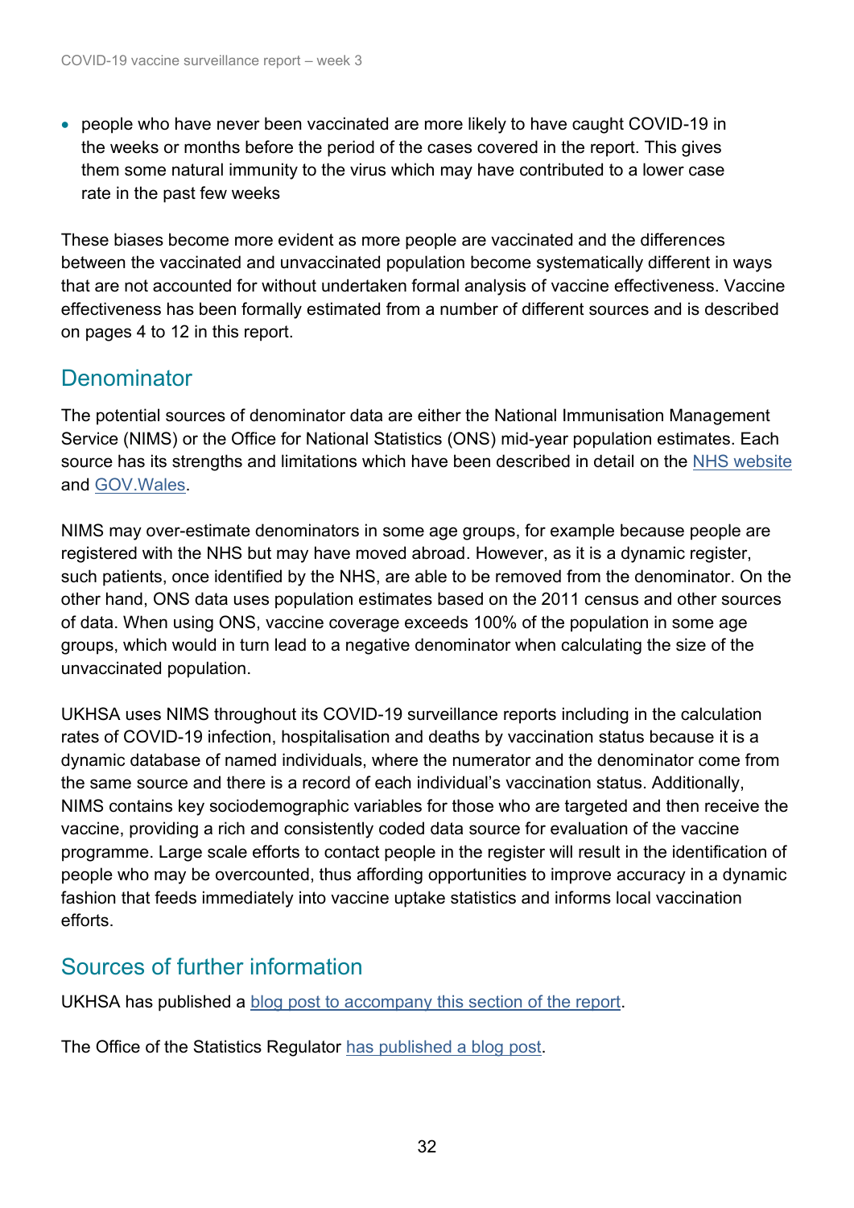- people who have never been vaccinated are more likely to have caught COVID-19 in the weeks or months before the period of the cases covered in the report. This gives them some natural immunity to the virus which may have contributed to a lower case rate in the past few weeks

These biases become more evident as more people are vaccinated and the differences between the vaccinated and unvaccinated population become systematically different in ways that are not accounted for without undertaken formal analysis of vaccine effectiveness. Vaccine effectiveness has been formally estimated from a number of different sources and is described on pages 4 to 12 in this report.

## Denominator

The potential sources of denominator data are either the National Immunisation Management Service (NIMS) or the Office for National Statistics (ONS) mid-year population estimates. Each source has its strengths and limitations which have been described in detail on the NHS website and GOV.Wales.

NIMS may over-estimate denominators in some age groups, for example because people are registered with the NHS but may have moved abroad. However, as it is a dynamic register, such patients, once identified by the NHS, are able to be removed from the denominator. On the other hand, ONS data uses population estimates based on the 2011 census and other sources of data. When using ONS, vaccine coverage exceeds 100% of the population in some age groups, which would in turn lead to a negative denominator when calculating the size of the unvaccinated population.

UKHSA uses NIMS throughout its COVID-19 surveillance reports including in the calculation rates of COVID-19 infection, hospitalisation and deaths by vaccination status because it is a dynamic database of named individuals, where the numerator and the denominator come from the same source and there is a record of each individual's vaccination status. Additionally, NIMS contains key sociodemographic variables for those who are targeted and then receive the vaccine, providing a rich and consistently coded data source for evaluation of the vaccine programme. Large scale efforts to contact people in the register will result in the identification of people who may be overcounted, thus affording opportunities to improve accuracy in a dynamic fashion that feeds immediately into vaccine uptake statistics and informs local vaccination efforts.

## Sources of further information

UKHSA has published a blog post to accompany this section of the report.

The Office of the Statistics Regulator has published a blog post.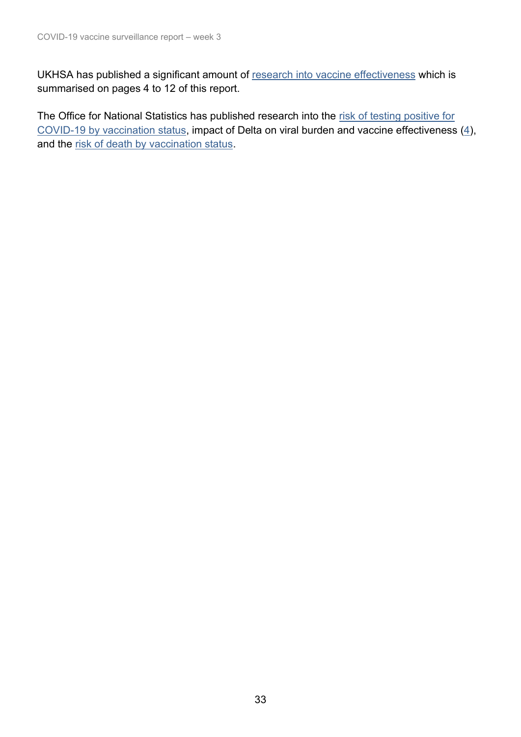UKHSA has published a significant amount of research into vaccine effectiveness which is summarised on pages 4 to 12 of this report.

The Office for National Statistics has published research into the risk of testing positive for COVID-19 by vaccination status, impact of Delta on viral burden and vaccine effectiveness (4), and the risk of death by vaccination status.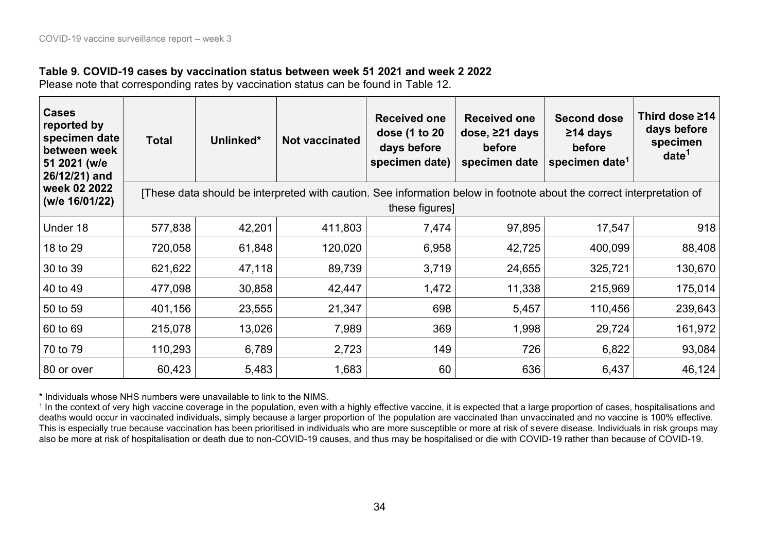**Table 9. COVID-19 cases by vaccination status between week 51 2021 and week 2 2022**

Please note that corresponding rates by vaccination status can be found in Table 12.

| Cases reported by specimen date between week 51 2021 (w/e 26/12/21) and week 02 2022 (w/e 16/01/22) | Total | Unlinked* | Not vaccinated | Received one dose (1 to 20 days before specimen date) | Received one dose, ≥21 days before specimen date | Second dose ≥14 days before specimen date[1] | Third dose ≥14 days before specimen date[1] |
|---|---|---|---|---|---|---|---|
| | [These data should be interpreted with caution. See information below in footnote about the correct interpretation of these figures] | | | | | | |
| Under 18 | 577,838 | 42,201 | 411,803 | 7,474 | 97,895 | 17,547 | 918 |
| 18 to 29 | 720,058 | 61,848 | 120,020 | 6,958 | 42,725 | 400,099 | 88,408 |
| 30 to 39 | 621,622 | 47,118 | 89,739 | 3,719 | 24,655 | 325,721 | 130,670 |
| 40 to 49 | 477,098 | 30,858 | 42,447 | 1,472 | 11,338 | 215,969 | 175,014 |
| 50 to 59 | 401,156 | 23,555 | 21,347 | 698 | 5,457 | 110,456 | 239,643 |
| 60 to 69 | 215,078 | 13,026 | 7,989 | 369 | 1,998 | 29,724 | 161,972 |
| 70 to 79 | 110,293 | 6,789 | 2,723 | 149 | 726 | 6,822 | 93,084 |
| 80 or over | 60,423 | 5,483 | 1,683 | 60 | 636 | 6,437 | 46,124 |

* Individuals whose NHS numbers were unavailable to link to the NIMS.

[1] In the context of very high vaccine coverage in the population, even with a highly effective vaccine, it is expected that a large proportion of cases, hospitalisations and deaths would occur in vaccinated individuals, simply because a larger proportion of the population are vaccinated than unvaccinated and no vaccine is 100% effective. This is especially true because vaccination has been prioritised in individuals who are more susceptible or more at risk of severe disease. Individuals in risk groups may also be more at risk of hospitalisation or death due to non-COVID-19 causes, and thus may be hospitalised or die with COVID-19 rather than because of COVID-19.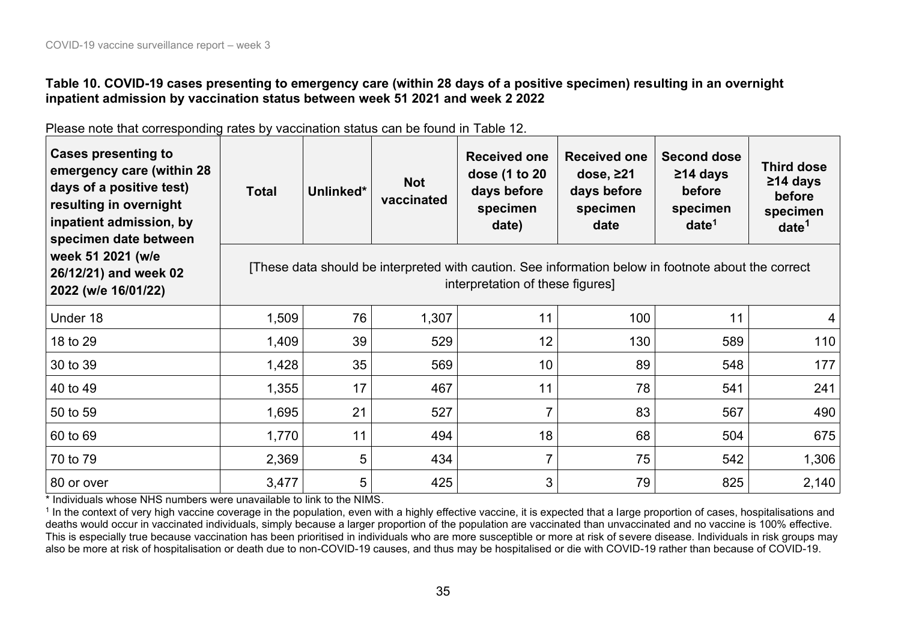**Table 10. COVID-19 cases presenting to emergency care (within 28 days of a positive specimen) resulting in an overnight inpatient admission by vaccination status between week 51 2021 and week 2 2022**

Please note that corresponding rates by vaccination status can be found in Table 12.

| Cases presenting to emergency care (within 28 days of a positive test) resulting in overnight inpatient admission, by specimen date between week 51 2021 (w/e 26/12/21) and week 02 2022 (w/e 16/01/22) | Total | Unlinked* | Not vaccinated | Received one dose (1 to 20 days before specimen date) | Received one dose, ≥21 days before specimen date | Second dose ≥14 days before specimen date[1] | Third dose ≥14 days before specimen date[1] |
|---|---|---|---|---|---|---|---|
| | [These data should be interpreted with caution. See information below in footnote about the correct interpretation of these figures] | | | | | | |
| Under 18 | 1,509 | 76 | 1,307 | 11 | 100 | 11 | 4 |
| 18 to 29 | 1,409 | 39 | 529 | 12 | 130 | 589 | 110 |
| 30 to 39 | 1,428 | 35 | 569 | 10 | 89 | 548 | 177 |
| 40 to 49 | 1,355 | 17 | 467 | 11 | 78 | 541 | 241 |
| 50 to 59 | 1,695 | 21 | 527 | 7 | 83 | 567 | 490 |
| 60 to 69 | 1,770 | 11 | 494 | 18 | 68 | 504 | 675 |
| 70 to 79 | 2,369 | 5 | 434 | 7 | 75 | 542 | 1,306 |
| 80 or over | 3,477 | 5 | 425 | 3 | 79 | 825 | 2,140 |

* Individuals whose NHS numbers were unavailable to link to the NIMS.

[1] In the context of very high vaccine coverage in the population, even with a highly effective vaccine, it is expected that a large proportion of cases, hospitalisations and deaths would occur in vaccinated individuals, simply because a larger proportion of the population are vaccinated than unvaccinated and no vaccine is 100% effective. This is especially true because vaccination has been prioritised in individuals who are more susceptible or more at risk of severe disease. Individuals in risk groups may also be more at risk of hospitalisation or death due to non-COVID-19 causes, and thus may be hospitalised or die with COVID-19 rather than because of COVID-19.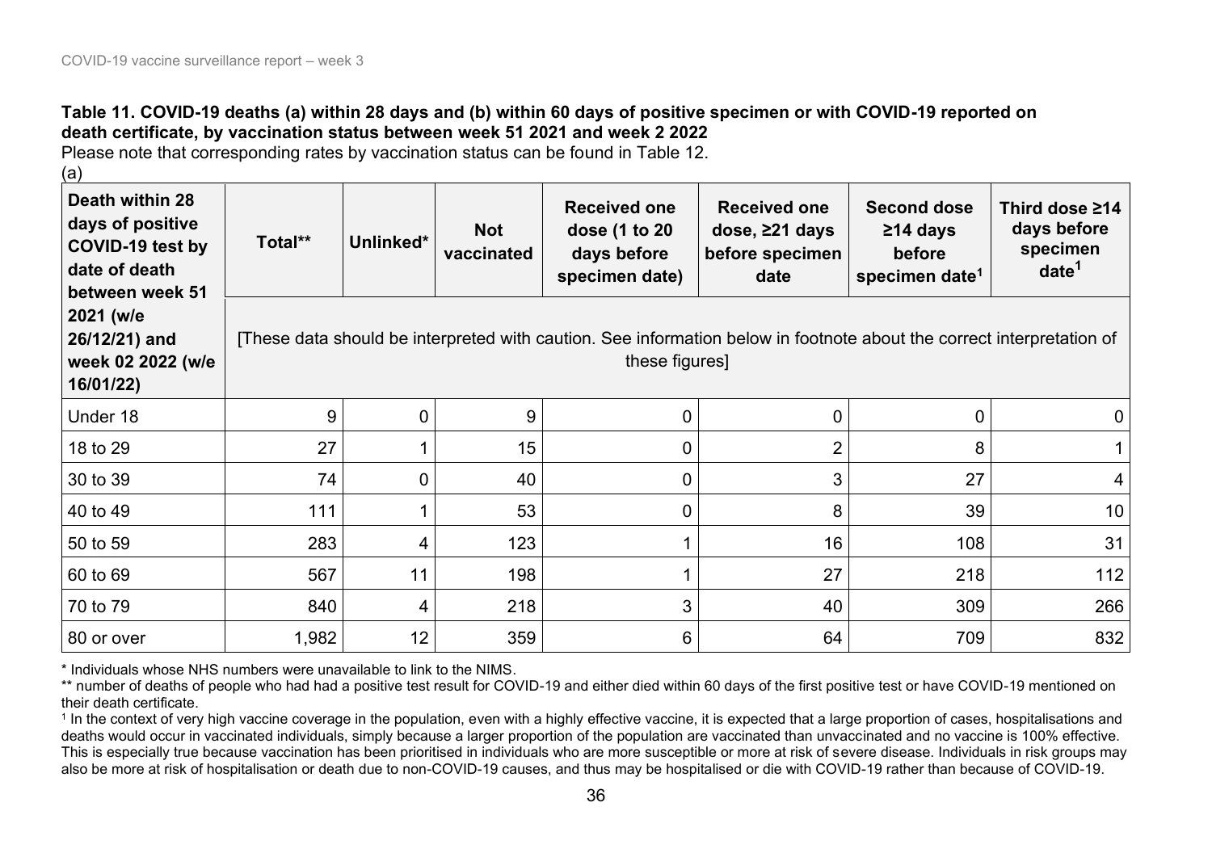**Table 11. COVID-19 deaths (a) within 28 days and (b) within 60 days of positive specimen or with COVID-19 reported on death certificate, by vaccination status between week 51 2021 and week 2 2022**

Please note that corresponding rates by vaccination status can be found in Table 12.

(a)

| Death within 28 days of positive COVID-19 test by date of death between week 51 2021 (w/e 26/12/21) and week 02 2022 (w/e 16/01/22) | Total** | Unlinked* | Not vaccinated | Received one dose (1 to 20 days before specimen date) | Received one dose, ≥21 days before specimen date | Second dose ≥14 days before specimen date[1] | Third dose ≥14 days before specimen date[1] |
|---|---|---|---|---|---|---|---|
| | [These data should be interpreted with caution. See information below in footnote about the correct interpretation of these figures] | | | | | | |
| Under 18 | 9 | 0 | 9 | 0 | 0 | 0 | 0 |
| 18 to 29 | 27 | 1 | 15 | 0 | 2 | 8 | 1 |
| 30 to 39 | 74 | 0 | 40 | 0 | 3 | 27 | 4 |
| 40 to 49 | 111 | 1 | 53 | 0 | 8 | 39 | 10 |
| 50 to 59 | 283 | 4 | 123 | 1 | 16 | 108 | 31 |
| 60 to 69 | 567 | 11 | 198 | 1 | 27 | 218 | 112 |
| 70 to 79 | 840 | 4 | 218 | 3 | 40 | 309 | 266 |
| 80 or over | 1,982 | 12 | 359 | 6 | 64 | 709 | 832 |

* Individuals whose NHS numbers were unavailable to link to the NIMS.

** number of deaths of people who had had a positive test result for COVID-19 and either died within 60 days of the first positive test or have COVID-19 mentioned on their death certificate.

[1] In the context of very high vaccine coverage in the population, even with a highly effective vaccine, it is expected that a large proportion of cases, hospitalisations and deaths would occur in vaccinated individuals, simply because a larger proportion of the population are vaccinated than unvaccinated and no vaccine is 100% effective. This is especially true because vaccination has been prioritised in individuals who are more susceptible or more at risk of severe disease. Individuals in risk groups may also be more at risk of hospitalisation or death due to non-COVID-19 causes, and thus may be hospitalised or die with COVID-19 rather than because of COVID-19.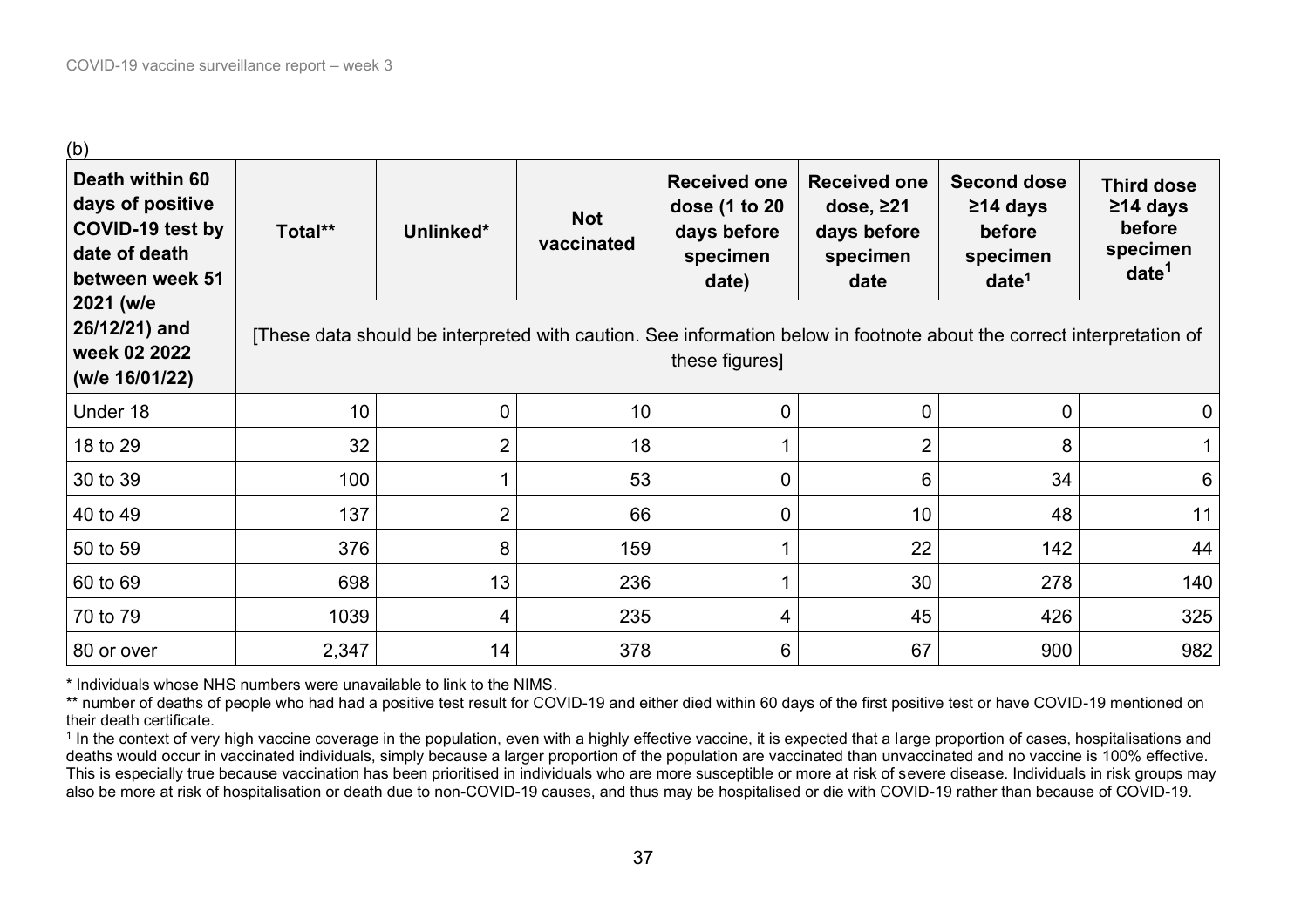(b)

| Death within 60 days of positive COVID-19 test by date of death between week 51 2021 (w/e 26/12/21) and week 02 2022 (w/e 16/01/22) | Total** | Unlinked* | Not vaccinated | Received one dose (1 to 20 days before specimen date) | Received one dose, ≥21 days before specimen date | Second dose ≥14 days before specimen date[1] | Third dose ≥14 days before specimen date[1] |
|---|---|---|---|---|---|---|---|
| | [These data should be interpreted with caution. See information below in footnote about the correct interpretation of these figures] | | | | | | |
| Under 18 | 10 | 0 | 10 | 0 | 0 | 0 | 0 |
| 18 to 29 | 32 | 2 | 18 | 1 | 2 | 8 | 1 |
| 30 to 39 | 100 | 1 | 53 | 0 | 6 | 34 | 6 |
| 40 to 49 | 137 | 2 | 66 | 0 | 10 | 48 | 11 |
| 50 to 59 | 376 | 8 | 159 | 1 | 22 | 142 | 44 |
| 60 to 69 | 698 | 13 | 236 | 1 | 30 | 278 | 140 |
| 70 to 79 | 1039 | 4 | 235 | 4 | 45 | 426 | 325 |
| 80 or over | 2,347 | 14 | 378 | 6 | 67 | 900 | 982 |

* Individuals whose NHS numbers were unavailable to link to the NIMS.

** number of deaths of people who had had a positive test result for COVID-19 and either died within 60 days of the first positive test or have COVID-19 mentioned on their death certificate.

[1] In the context of very high vaccine coverage in the population, even with a highly effective vaccine, it is expected that a large proportion of cases, hospitalisations and deaths would occur in vaccinated individuals, simply because a larger proportion of the population are vaccinated than unvaccinated and no vaccine is 100% effective. This is especially true because vaccination has been prioritised in individuals who are more susceptible or more at risk of severe disease. Individuals in risk groups may also be more at risk of hospitalisation or death due to non-COVID-19 causes, and thus may be hospitalised or die with COVID-19 rather than because of COVID-19.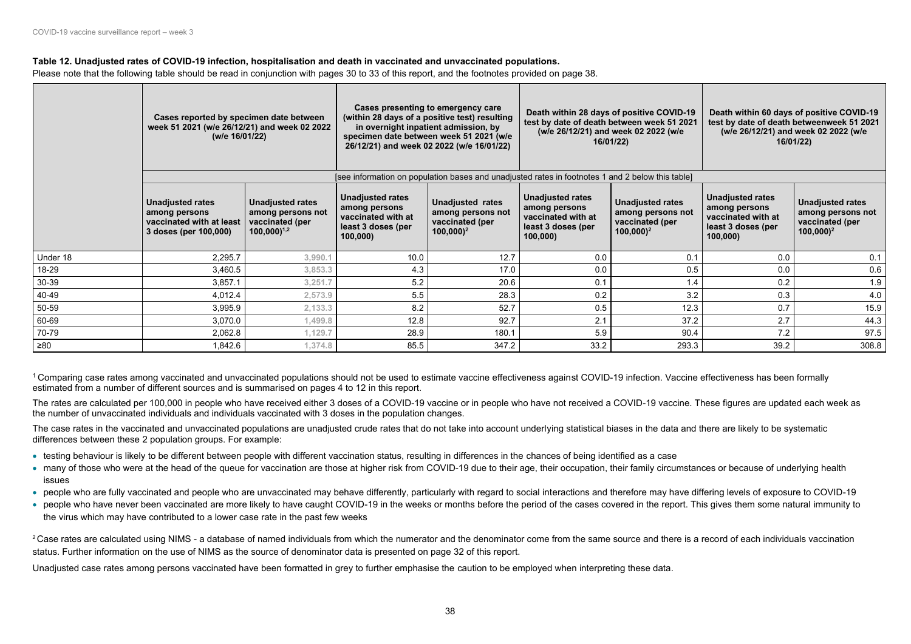**Table 12. Unadjusted rates of COVID-19 infection, hospitalisation and death in vaccinated and unvaccinated populations.**

Please note that the following table should be read in conjunction with pages 30 to 33 of this report, and the footnotes provided on page 38.

| | Cases reported by specimen date between week 51 2021 (w/e 26/12/21) and week 02 2022 (w/e 16/01/22) | | Cases presenting to emergency care (within 28 days of a positive test) resulting in overnight inpatient admission, by specimen date between week 51 2021 (w/e 26/12/21) and week 02 2022 (w/e 16/01/22) | | Death within 28 days of positive COVID-19 test by date of death between week 51 2021 (w/e 26/12/21) and week 02 2022 (w/e 16/01/22) | | Death within 60 days of positive COVID-19 test by date of death betweenweek 51 2021 (w/e 26/12/21) and week 02 2022 (w/e 16/01/22) | |
|---|---|---|---|---|---|---|---|---|
| | [see information on population bases and unadjusted rates in footnotes 1 and 2 below this table] | | | | | | | |
| | Unadjusted rates among persons vaccinated with at least 3 doses (per 100,000) | Unadjusted rates among persons not vaccinated (per 100,000)[1,2] | Unadjusted rates among persons vaccinated with at least 3 doses (per 100,000) | Unadjusted rates among persons not vaccinated (per 100,000)[2] | Unadjusted rates among persons vaccinated with at least 3 doses (per 100,000) | Unadjusted rates among persons not vaccinated (per 100,000)[2] | Unadjusted rates among persons vaccinated with at least 3 doses (per 100,000) | Unadjusted rates among persons not vaccinated (per 100,000)[2] |
| Under 18 | 2,295.7 | 3,990.1 | 10.0 | 12.7 | 0.0 | 0.1 | 0.0 | 0.1 |
| 18-29 | 3,460.5 | 3,853.3 | 4.3 | 17.0 | 0.0 | 0.5 | 0.0 | 0.6 |
| 30-39 | 3,857.1 | 3,251.7 | 5.2 | 20.6 | 0.1 | 1.4 | 0.2 | 1.9 |
| 40-49 | 4,012.4 | 2,573.9 | 5.5 | 28.3 | 0.2 | 3.2 | 0.3 | 4.0 |
| 50-59 | 3,995.9 | 2,133.3 | 8.2 | 52.7 | 0.5 | 12.3 | 0.7 | 15.9 |
| 60-69 | 3,070.0 | 1,499.8 | 12.8 | 92.7 | 2.1 | 37.2 | 2.7 | 44.3 |
| 70-79 | 2,062.8 | 1,129.7 | 28.9 | 180.1 | 5.9 | 90.4 | 7.2 | 97.5 |
| ≥80 | 1,842.6 | 1,374.8 | 85.5 | 347.2 | 33.2 | 293.3 | 39.2 | 308.8 |

[1] Comparing case rates among vaccinated and unvaccinated populations should not be used to estimate vaccine effectiveness against COVID-19 infection. Vaccine effectiveness has been formally estimated from a number of different sources and is summarised on pages 4 to 12 in this report.

The rates are calculated per 100,000 in people who have received either 3 doses of a COVID-19 vaccine or in people who have not received a COVID-19 vaccine. These figures are updated each week as the number of unvaccinated individuals and individuals vaccinated with 3 doses in the population changes.

The case rates in the vaccinated and unvaccinated populations are unadjusted crude rates that do not take into account underlying statistical biases in the data and there are likely to be systematic differences between these 2 population groups. For example:

- testing behaviour is likely to be different between people with different vaccination status, resulting in differences in the chances of being identified as a case
- many of those who were at the head of the queue for vaccination are those at higher risk from COVID-19 due to their age, their occupation, their family circumstances or because of underlying health issues
- people who are fully vaccinated and people who are unvaccinated may behave differently, particularly with regard to social interactions and therefore may have differing levels of exposure to COVID-19
- people who have never been vaccinated are more likely to have caught COVID-19 in the weeks or months before the period of the cases covered in the report. This gives them some natural immunity to the virus which may have contributed to a lower case rate in the past few weeks

[2] Case rates are calculated using NIMS - a database of named individuals from which the numerator and the denominator come from the same source and there is a record of each individuals vaccination status. Further information on the use of NIMS as the source of denominator data is presented on page 32 of this report.

Unadjusted case rates among persons vaccinated have been formatted in grey to further emphasise the caution to be employed when interpreting these data.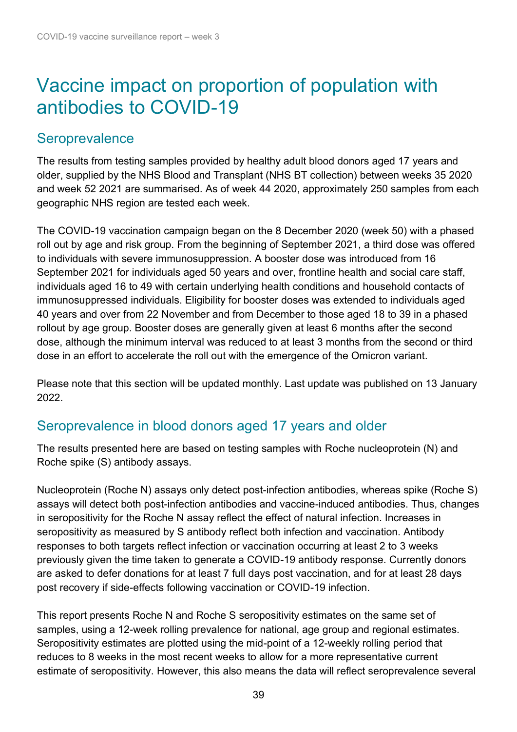# Vaccine impact on proportion of population with antibodies to COVID-19

## Seroprevalence

The results from testing samples provided by healthy adult blood donors aged 17 years and older, supplied by the NHS Blood and Transplant (NHS BT collection) between weeks 35 2020 and week 52 2021 are summarised. As of week 44 2020, approximately 250 samples from each geographic NHS region are tested each week.

The COVID-19 vaccination campaign began on the 8 December 2020 (week 50) with a phased roll out by age and risk group. From the beginning of September 2021, a third dose was offered to individuals with severe immunosuppression. A booster dose was introduced from 16 September 2021 for individuals aged 50 years and over, frontline health and social care staff, individuals aged 16 to 49 with certain underlying health conditions and household contacts of immunosuppressed individuals. Eligibility for booster doses was extended to individuals aged 40 years and over from 22 November and from December to those aged 18 to 39 in a phased rollout by age group. Booster doses are generally given at least 6 months after the second dose, although the minimum interval was reduced to at least 3 months from the second or third dose in an effort to accelerate the roll out with the emergence of the Omicron variant.

Please note that this section will be updated monthly. Last update was published on 13 January 2022.

## Seroprevalence in blood donors aged 17 years and older

The results presented here are based on testing samples with Roche nucleoprotein (N) and Roche spike (S) antibody assays.

Nucleoprotein (Roche N) assays only detect post-infection antibodies, whereas spike (Roche S) assays will detect both post-infection antibodies and vaccine-induced antibodies. Thus, changes in seropositivity for the Roche N assay reflect the effect of natural infection. Increases in seropositivity as measured by S antibody reflect both infection and vaccination. Antibody responses to both targets reflect infection or vaccination occurring at least 2 to 3 weeks previously given the time taken to generate a COVID-19 antibody response. Currently donors are asked to defer donations for at least 7 full days post vaccination, and for at least 28 days post recovery if side-effects following vaccination or COVID-19 infection.

This report presents Roche N and Roche S seropositivity estimates on the same set of samples, using a 12-week rolling prevalence for national, age group and regional estimates. Seropositivity estimates are plotted using the mid-point of a 12-weekly rolling period that reduces to 8 weeks in the most recent weeks to allow for a more representative current estimate of seropositivity. However, this also means the data will reflect seroprevalence several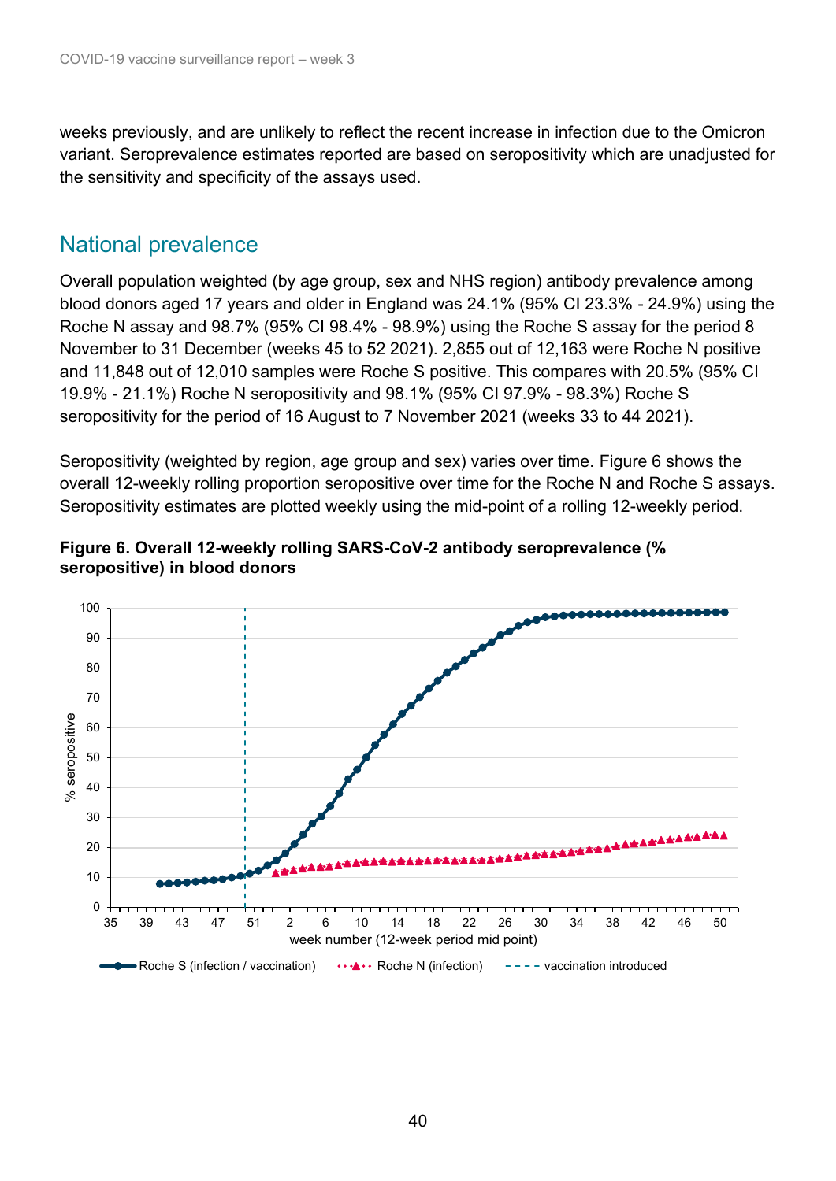weeks previously, and are unlikely to reflect the recent increase in infection due to the Omicron variant. Seroprevalence estimates reported are based on seropositivity which are unadjusted for the sensitivity and specificity of the assays used.

## National prevalence

Overall population weighted (by age group, sex and NHS region) antibody prevalence among blood donors aged 17 years and older in England was 24.1% (95% CI 23.3% - 24.9%) using the Roche N assay and 98.7% (95% CI 98.4% - 98.9%) using the Roche S assay for the period 8 November to 31 December (weeks 45 to 52 2021). 2,855 out of 12,163 were Roche N positive and 11,848 out of 12,010 samples were Roche S positive. This compares with 20.5% (95% CI 19.9% - 21.1%) Roche N seropositivity and 98.1% (95% CI 97.9% - 98.3%) Roche S seropositivity for the period of 16 August to 7 November 2021 (weeks 33 to 44 2021).

Seropositivity (weighted by region, age group and sex) varies over time. Figure 6 shows the overall 12-weekly rolling proportion seropositive over time for the Roche N and Roche S assays. Seropositivity estimates are plotted weekly using the mid-point of a rolling 12-weekly period.

**Figure 6. Overall 12-weekly rolling SARS-CoV-2 antibody seroprevalence (% seropositive) in blood donors**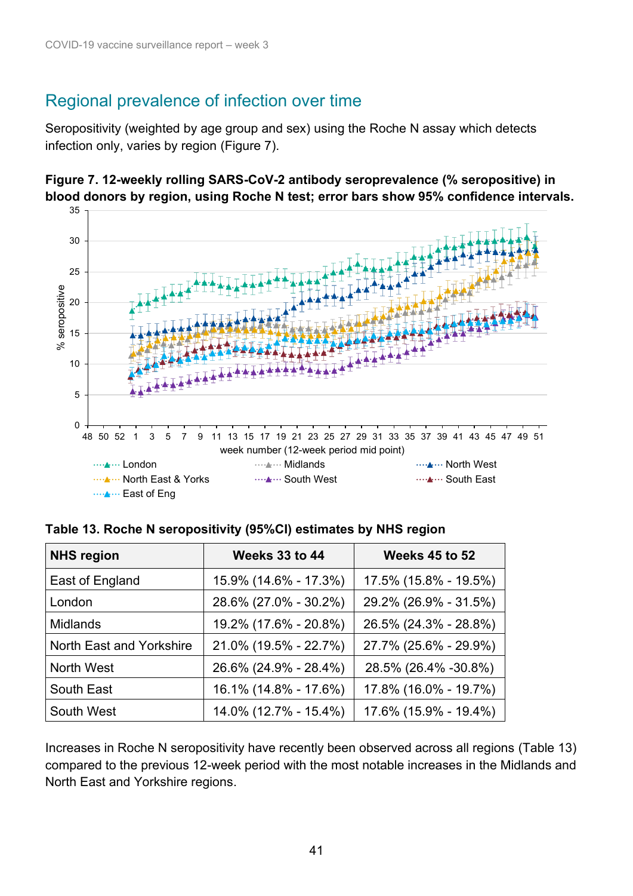## Regional prevalence of infection over time

Seropositivity (weighted by age group and sex) using the Roche N assay which detects infection only, varies by region (Figure 7).

**Figure 7. 12-weekly rolling SARS-CoV-2 antibody seroprevalence (% seropositive) in blood donors by region, using Roche N test; error bars show 95% confidence intervals.**

**Table 13. Roche N seropositivity (95%CI) estimates by NHS region**

| NHS region | Weeks 33 to 44 | Weeks 45 to 52 |
|---|---|---|
| East of England | 15.9% (14.6% - 17.3%) | 17.5% (15.8% - 19.5%) |
| London | 28.6% (27.0% - 30.2%) | 29.2% (26.9% - 31.5%) |
| Midlands | 19.2% (17.6% - 20.8%) | 26.5% (24.3% - 28.8%) |
| North East and Yorkshire | 21.0% (19.5% - 22.7%) | 27.7% (25.6% - 29.9%) |
| North West | 26.6% (24.9% - 28.4%) | 28.5% (26.4% -30.8%) |
| South East | 16.1% (14.8% - 17.6%) | 17.8% (16.0% - 19.7%) |
| South West | 14.0% (12.7% - 15.4%) | 17.6% (15.9% - 19.4%) |

Increases in Roche N seropositivity have recently been observed across all regions (Table 13) compared to the previous 12-week period with the most notable increases in the Midlands and North East and Yorkshire regions.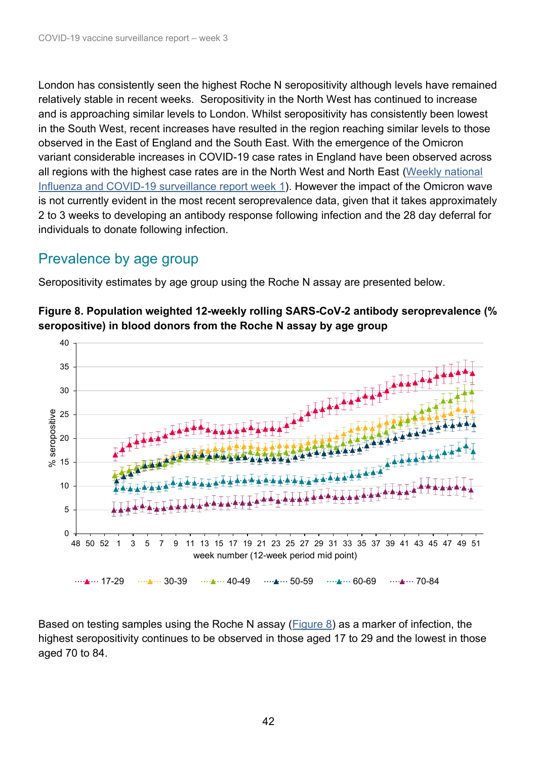London has consistently seen the highest Roche N seropositivity although levels have remained relatively stable in recent weeks.  Seropositivity in the North West has continued to increase and is approaching similar levels to London. Whilst seropositivity has consistently been lowest in the South West, recent increases have resulted in the region reaching similar levels to those observed in the East of England and the South East. With the emergence of the Omicron variant considerable increases in COVID-19 case rates in England have been observed across all regions with the highest case rates are in the North West and North East (Weekly national Influenza and COVID-19 surveillance report week 1). However the impact of the Omicron wave is not currently evident in the most recent seroprevalence data, given that it takes approximately 2 to 3 weeks to developing an antibody response following infection and the 28 day deferral for individuals to donate following infection.

## Prevalence by age group

Seropositivity estimates by age group using the Roche N assay are presented below.

**Figure 8. Population weighted 12-weekly rolling SARS-CoV-2 antibody seroprevalence (% seropositive) in blood donors from the Roche N assay by age group**

Based on testing samples using the Roche N assay (Figure 8) as a marker of infection, the highest seropositivity continues to be observed in those aged 17 to 29 and the lowest in those aged 70 to 84.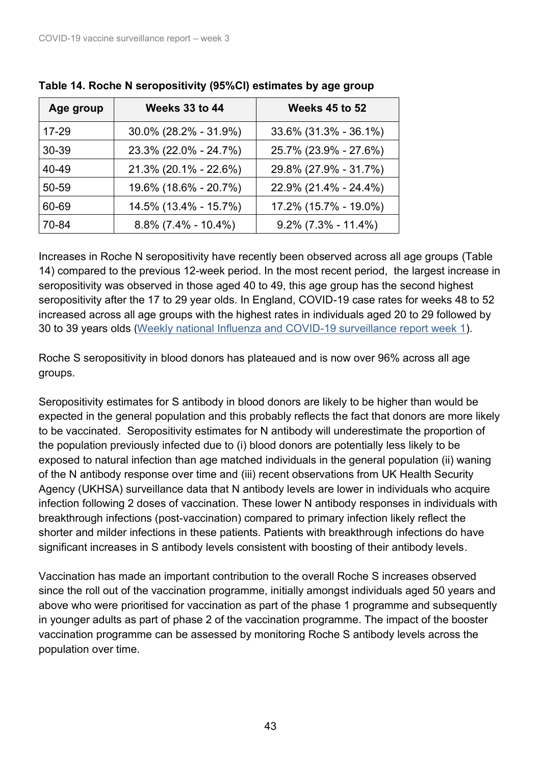**Table 14. Roche N seropositivity (95%CI) estimates by age group**

| Age group | Weeks 33 to 44 | Weeks 45 to 52 |
|---|---|---|
| 17-29 | 30.0% (28.2% - 31.9%) | 33.6% (31.3% - 36.1%) |
| 30-39 | 23.3% (22.0% - 24.7%) | 25.7% (23.9% - 27.6%) |
| 40-49 | 21.3% (20.1% - 22.6%) | 29.8% (27.9% - 31.7%) |
| 50-59 | 19.6% (18.6% - 20.7%) | 22.9% (21.4% - 24.4%) |
| 60-69 | 14.5% (13.4% - 15.7%) | 17.2% (15.7% - 19.0%) |
| 70-84 | 8.8% (7.4% - 10.4%) | 9.2% (7.3% - 11.4%) |

Increases in Roche N seropositivity have recently been observed across all age groups (Table 14) compared to the previous 12-week period. In the most recent period, the largest increase in seropositivity was observed in those aged 40 to 49, this age group has the second highest seropositivity after the 17 to 29 year olds. In England, COVID-19 case rates for weeks 48 to 52 increased across all age groups with the highest rates in individuals aged 20 to 29 followed by 30 to 39 years olds (Weekly national Influenza and COVID-19 surveillance report week 1).

Roche S seropositivity in blood donors has plateaued and is now over 96% across all age groups.

Seropositivity estimates for S antibody in blood donors are likely to be higher than would be expected in the general population and this probably reflects the fact that donors are more likely to be vaccinated. Seropositivity estimates for N antibody will underestimate the proportion of the population previously infected due to (i) blood donors are potentially less likely to be exposed to natural infection than age matched individuals in the general population (ii) waning of the N antibody response over time and (iii) recent observations from UK Health Security Agency (UKHSA) surveillance data that N antibody levels are lower in individuals who acquire infection following 2 doses of vaccination. These lower N antibody responses in individuals with breakthrough infections (post-vaccination) compared to primary infection likely reflect the shorter and milder infections in these patients. Patients with breakthrough infections do have significant increases in S antibody levels consistent with boosting of their antibody levels.

Vaccination has made an important contribution to the overall Roche S increases observed since the roll out of the vaccination programme, initially amongst individuals aged 50 years and above who were prioritised for vaccination as part of the phase 1 programme and subsequently in younger adults as part of phase 2 of the vaccination programme. The impact of the booster vaccination programme can be assessed by monitoring Roche S antibody levels across the population over time.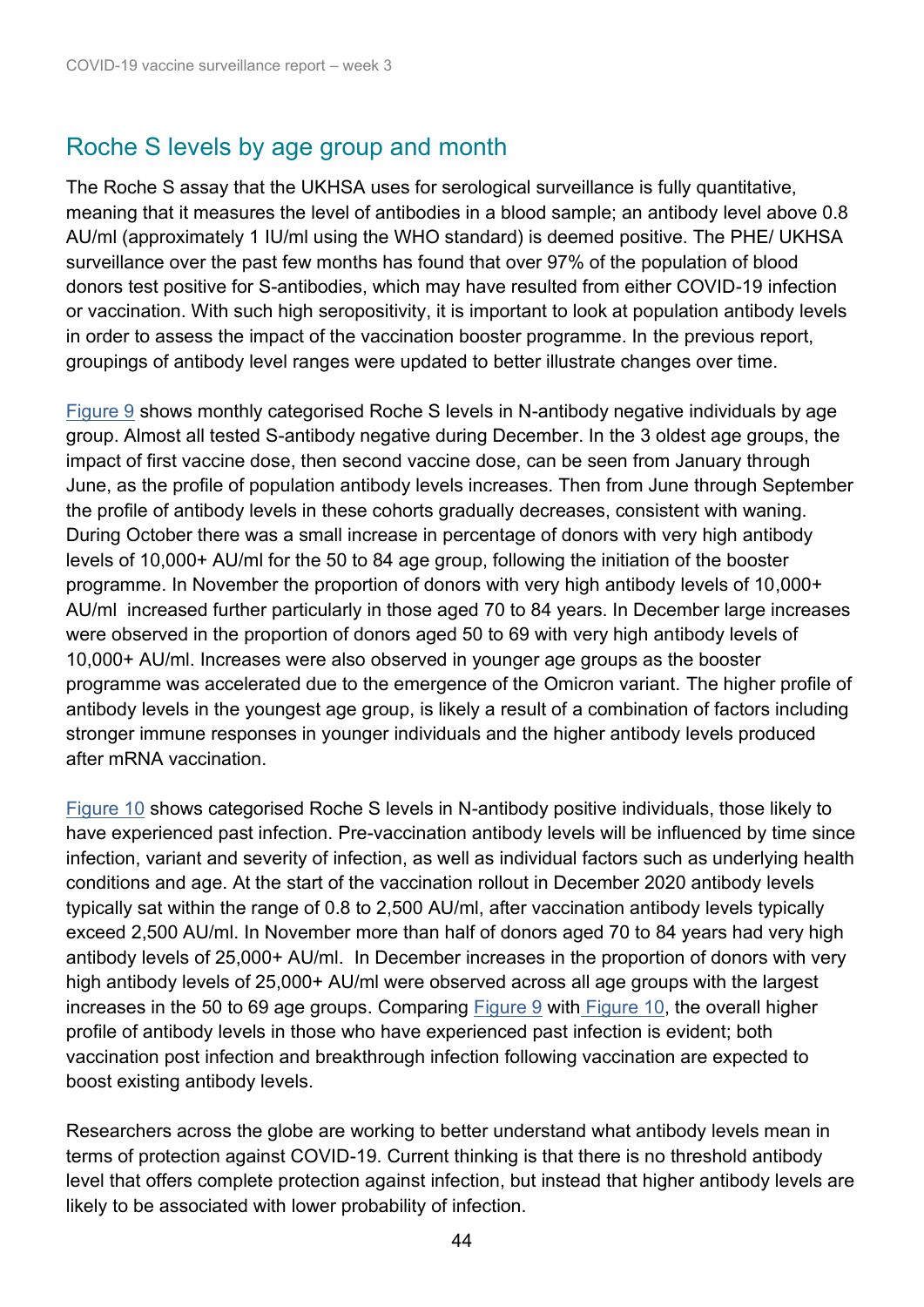## Roche S levels by age group and month

The Roche S assay that the UKHSA uses for serological surveillance is fully quantitative, meaning that it measures the level of antibodies in a blood sample; an antibody level above 0.8 AU/ml (approximately 1 IU/ml using the WHO standard) is deemed positive. The PHE/ UKHSA surveillance over the past few months has found that over 97% of the population of blood donors test positive for S-antibodies, which may have resulted from either COVID-19 infection or vaccination. With such high seropositivity, it is important to look at population antibody levels in order to assess the impact of the vaccination booster programme. In the previous report, groupings of antibody level ranges were updated to better illustrate changes over time.

Figure 9 shows monthly categorised Roche S levels in N-antibody negative individuals by age group. Almost all tested S-antibody negative during December. In the 3 oldest age groups, the impact of first vaccine dose, then second vaccine dose, can be seen from January through June, as the profile of population antibody levels increases. Then from June through September the profile of antibody levels in these cohorts gradually decreases, consistent with waning. During October there was a small increase in percentage of donors with very high antibody levels of 10,000+ AU/ml for the 50 to 84 age group, following the initiation of the booster programme. In November the proportion of donors with very high antibody levels of 10,000+ AU/ml increased further particularly in those aged 70 to 84 years. In December large increases were observed in the proportion of donors aged 50 to 69 with very high antibody levels of 10,000+ AU/ml. Increases were also observed in younger age groups as the booster programme was accelerated due to the emergence of the Omicron variant. The higher profile of antibody levels in the youngest age group, is likely a result of a combination of factors including stronger immune responses in younger individuals and the higher antibody levels produced after mRNA vaccination.

Figure 10 shows categorised Roche S levels in N-antibody positive individuals, those likely to have experienced past infection. Pre-vaccination antibody levels will be influenced by time since infection, variant and severity of infection, as well as individual factors such as underlying health conditions and age. At the start of the vaccination rollout in December 2020 antibody levels typically sat within the range of 0.8 to 2,500 AU/ml, after vaccination antibody levels typically exceed 2,500 AU/ml. In November more than half of donors aged 70 to 84 years had very high antibody levels of 25,000+ AU/ml. In December increases in the proportion of donors with very high antibody levels of 25,000+ AU/ml were observed across all age groups with the largest increases in the 50 to 69 age groups. Comparing Figure 9 with Figure 10, the overall higher profile of antibody levels in those who have experienced past infection is evident; both vaccination post infection and breakthrough infection following vaccination are expected to boost existing antibody levels.

Researchers across the globe are working to better understand what antibody levels mean in terms of protection against COVID-19. Current thinking is that there is no threshold antibody level that offers complete protection against infection, but instead that higher antibody levels are likely to be associated with lower probability of infection.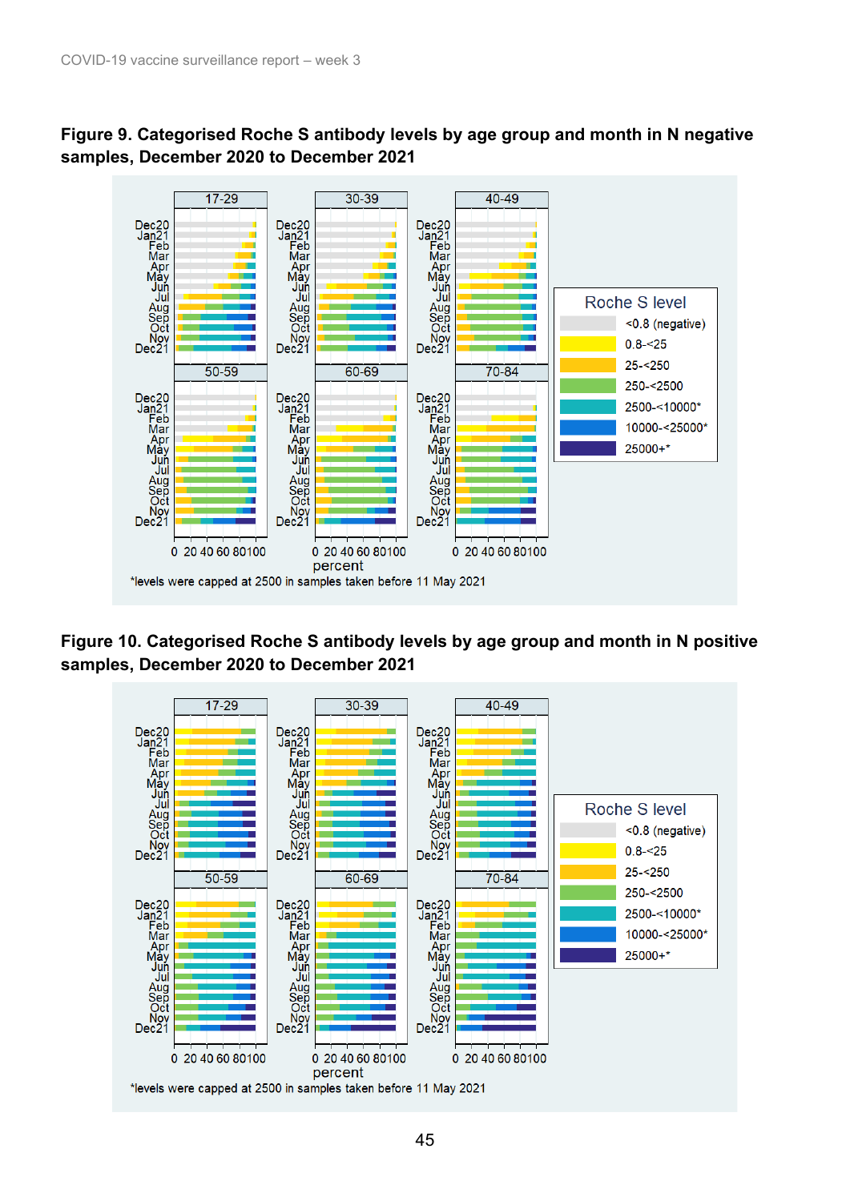**Figure 9. Categorised Roche S antibody levels by age group and month in N negative samples, December 2020 to December 2021**

*levels were capped at 2500 in samples taken before 11 May 2021

**Figure 10. Categorised Roche S antibody levels by age group and month in N positive samples, December 2020 to December 2021**

*levels were capped at 2500 in samples taken before 11 May 2021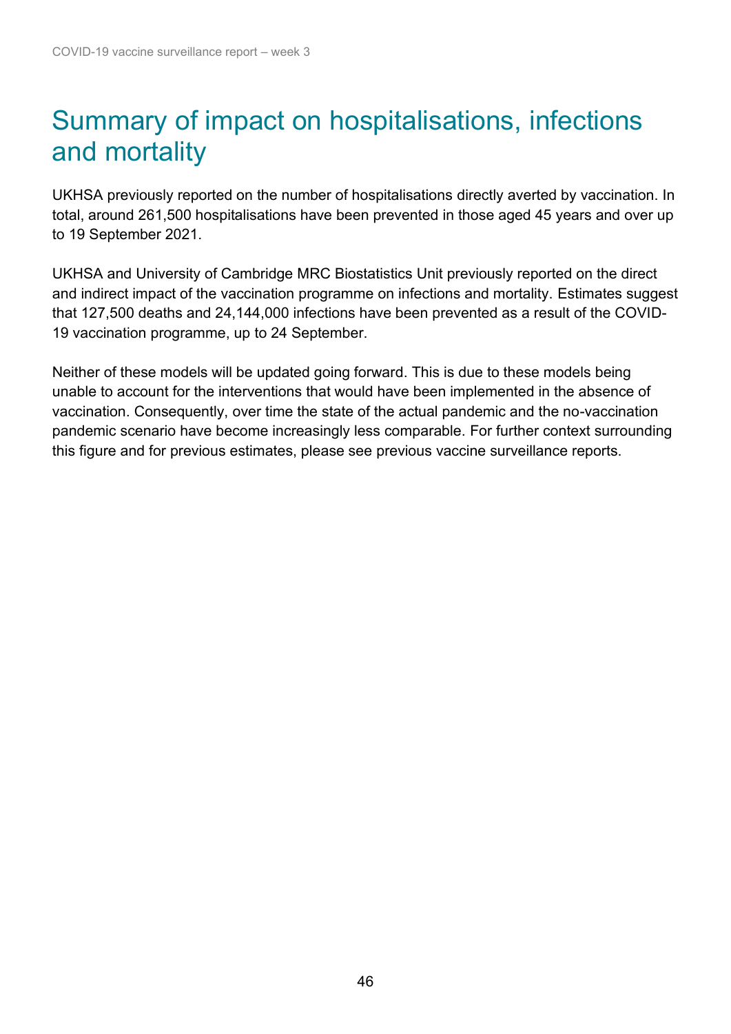# Summary of impact on hospitalisations, infections and mortality

UKHSA previously reported on the number of hospitalisations directly averted by vaccination. In total, around 261,500 hospitalisations have been prevented in those aged 45 years and over up to 19 September 2021.

UKHSA and University of Cambridge MRC Biostatistics Unit previously reported on the direct and indirect impact of the vaccination programme on infections and mortality. Estimates suggest that 127,500 deaths and 24,144,000 infections have been prevented as a result of the COVID-19 vaccination programme, up to 24 September.

Neither of these models will be updated going forward. This is due to these models being unable to account for the interventions that would have been implemented in the absence of vaccination. Consequently, over time the state of the actual pandemic and the no-vaccination pandemic scenario have become increasingly less comparable. For further context surrounding this figure and for previous estimates, please see previous vaccine surveillance reports.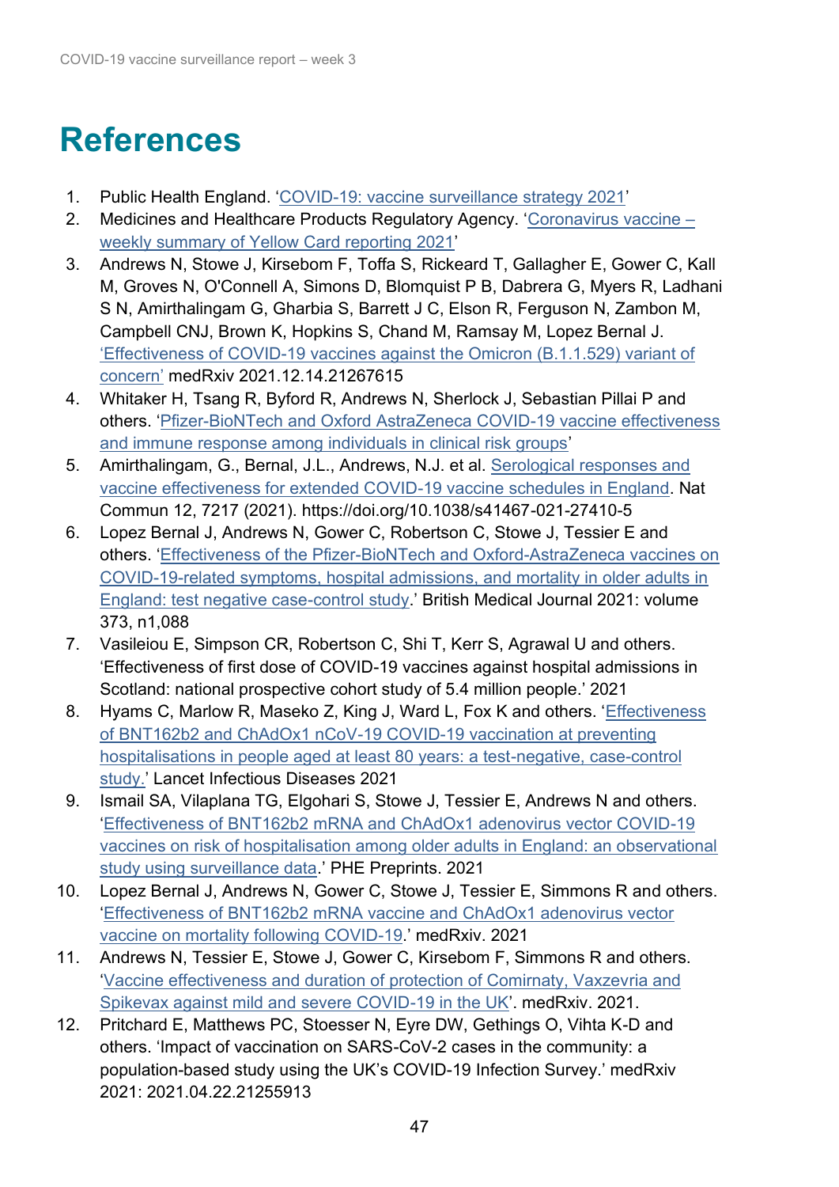# References

1. Public Health England. 'COVID-19: vaccine surveillance strategy 2021'
2. Medicines and Healthcare Products Regulatory Agency. 'Coronavirus vaccine – weekly summary of Yellow Card reporting 2021'
3. Andrews N, Stowe J, Kirsebom F, Toffa S, Rickeard T, Gallagher E, Gower C, Kall M, Groves N, O'Connell A, Simons D, Blomquist P B, Dabrera G, Myers R, Ladhani S N, Amirthalingam G, Gharbia S, Barrett J C, Elson R, Ferguson N, Zambon M, Campbell CNJ, Brown K, Hopkins S, Chand M, Ramsay M, Lopez Bernal J. 'Effectiveness of COVID-19 vaccines against the Omicron (B.1.1.529) variant of concern' medRxiv 2021.12.14.21267615
4. Whitaker H, Tsang R, Byford R, Andrews N, Sherlock J, Sebastian Pillai P and others. 'Pfizer-BioNTech and Oxford AstraZeneca COVID-19 vaccine effectiveness and immune response among individuals in clinical risk groups'
5. Amirthalingam, G., Bernal, J.L., Andrews, N.J. et al. Serological responses and vaccine effectiveness for extended COVID-19 vaccine schedules in England. Nat Commun 12, 7217 (2021). https://doi.org/10.1038/s41467-021-27410-5
6. Lopez Bernal J, Andrews N, Gower C, Robertson C, Stowe J, Tessier E and others. 'Effectiveness of the Pfizer-BioNTech and Oxford-AstraZeneca vaccines on COVID-19-related symptoms, hospital admissions, and mortality in older adults in England: test negative case-control study.' British Medical Journal 2021: volume 373, n1,088
7. Vasileiou E, Simpson CR, Robertson C, Shi T, Kerr S, Agrawal U and others. 'Effectiveness of first dose of COVID-19 vaccines against hospital admissions in Scotland: national prospective cohort study of 5.4 million people.' 2021
8. Hyams C, Marlow R, Maseko Z, King J, Ward L, Fox K and others. 'Effectiveness of BNT162b2 and ChAdOx1 nCoV-19 COVID-19 vaccination at preventing hospitalisations in people aged at least 80 years: a test-negative, case-control study.' Lancet Infectious Diseases 2021
9. Ismail SA, Vilaplana TG, Elgohari S, Stowe J, Tessier E, Andrews N and others. 'Effectiveness of BNT162b2 mRNA and ChAdOx1 adenovirus vector COVID-19 vaccines on risk of hospitalisation among older adults in England: an observational study using surveillance data.' PHE Preprints. 2021
10. Lopez Bernal J, Andrews N, Gower C, Stowe J, Tessier E, Simmons R and others. 'Effectiveness of BNT162b2 mRNA vaccine and ChAdOx1 adenovirus vector vaccine on mortality following COVID-19.' medRxiv. 2021
11. Andrews N, Tessier E, Stowe J, Gower C, Kirsebom F, Simmons R and others. 'Vaccine effectiveness and duration of protection of Comirnaty, Vaxzevria and Spikevax against mild and severe COVID-19 in the UK'. medRxiv. 2021.
12. Pritchard E, Matthews PC, Stoesser N, Eyre DW, Gethings O, Vihta K-D and others. 'Impact of vaccination on SARS-CoV-2 cases in the community: a population-based study using the UK's COVID-19 Infection Survey.' medRxiv 2021: 2021.04.22.21255913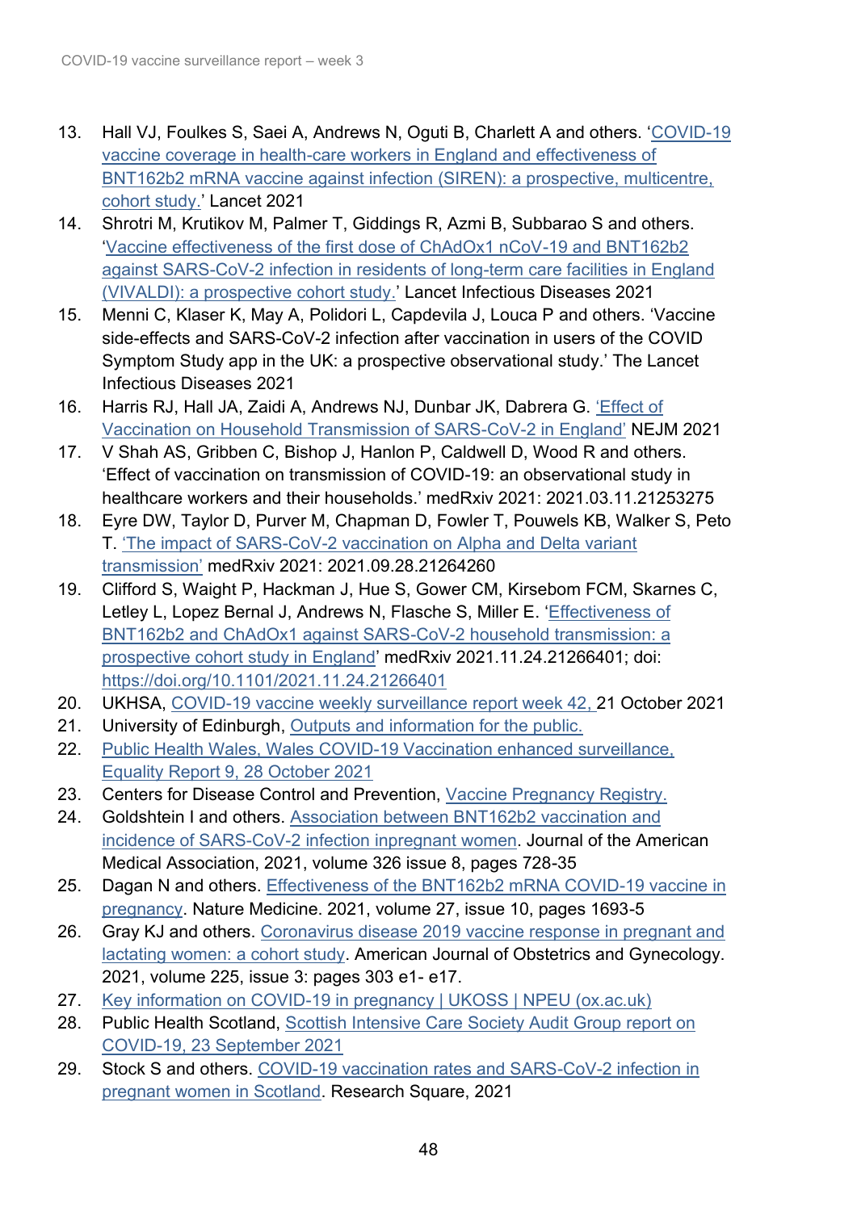13. Hall VJ, Foulkes S, Saei A, Andrews N, Oguti B, Charlett A and others. 'COVID-19 vaccine coverage in health-care workers in England and effectiveness of BNT162b2 mRNA vaccine against infection (SIREN): a prospective, multicentre, cohort study.' Lancet 2021
14. Shrotri M, Krutikov M, Palmer T, Giddings R, Azmi B, Subbarao S and others. 'Vaccine effectiveness of the first dose of ChAdOx1 nCoV-19 and BNT162b2 against SARS-CoV-2 infection in residents of long-term care facilities in England (VIVALDI): a prospective cohort study.' Lancet Infectious Diseases 2021
15. Menni C, Klaser K, May A, Polidori L, Capdevila J, Louca P and others. 'Vaccine side-effects and SARS-CoV-2 infection after vaccination in users of the COVID Symptom Study app in the UK: a prospective observational study.' The Lancet Infectious Diseases 2021
16. Harris RJ, Hall JA, Zaidi A, Andrews NJ, Dunbar JK, Dabrera G. 'Effect of Vaccination on Household Transmission of SARS-CoV-2 in England' NEJM 2021
17. V Shah AS, Gribben C, Bishop J, Hanlon P, Caldwell D, Wood R and others. 'Effect of vaccination on transmission of COVID-19: an observational study in healthcare workers and their households.' medRxiv 2021: 2021.03.11.21253275
18. Eyre DW, Taylor D, Purver M, Chapman D, Fowler T, Pouwels KB, Walker S, Peto T. 'The impact of SARS-CoV-2 vaccination on Alpha and Delta variant transmission' medRxiv 2021: 2021.09.28.21264260
19. Clifford S, Waight P, Hackman J, Hue S, Gower CM, Kirsebom FCM, Skarnes C, Letley L, Lopez Bernal J, Andrews N, Flasche S, Miller E. 'Effectiveness of BNT162b2 and ChAdOx1 against SARS-CoV-2 household transmission: a prospective cohort study in England' medRxiv 2021.11.24.21266401; doi: https://doi.org/10.1101/2021.11.24.21266401
20. UKHSA, COVID-19 vaccine weekly surveillance report week 42, 21 October 2021
21. University of Edinburgh, Outputs and information for the public.
22. Public Health Wales, Wales COVID-19 Vaccination enhanced surveillance, Equality Report 9, 28 October 2021
23. Centers for Disease Control and Prevention, Vaccine Pregnancy Registry.
24. Goldshtein I and others. Association between BNT162b2 vaccination and incidence of SARS-CoV-2 infection inpregnant women. Journal of the American Medical Association, 2021, volume 326 issue 8, pages 728-35
25. Dagan N and others. Effectiveness of the BNT162b2 mRNA COVID-19 vaccine in pregnancy. Nature Medicine. 2021, volume 27, issue 10, pages 1693-5
26. Gray KJ and others. Coronavirus disease 2019 vaccine response in pregnant and lactating women: a cohort study. American Journal of Obstetrics and Gynecology. 2021, volume 225, issue 3: pages 303 e1- e17.
27. Key information on COVID-19 in pregnancy | UKOSS | NPEU (ox.ac.uk)
28. Public Health Scotland, Scottish Intensive Care Society Audit Group report on COVID-19, 23 September 2021
29. Stock S and others. COVID-19 vaccination rates and SARS-CoV-2 infection in pregnant women in Scotland. Research Square, 2021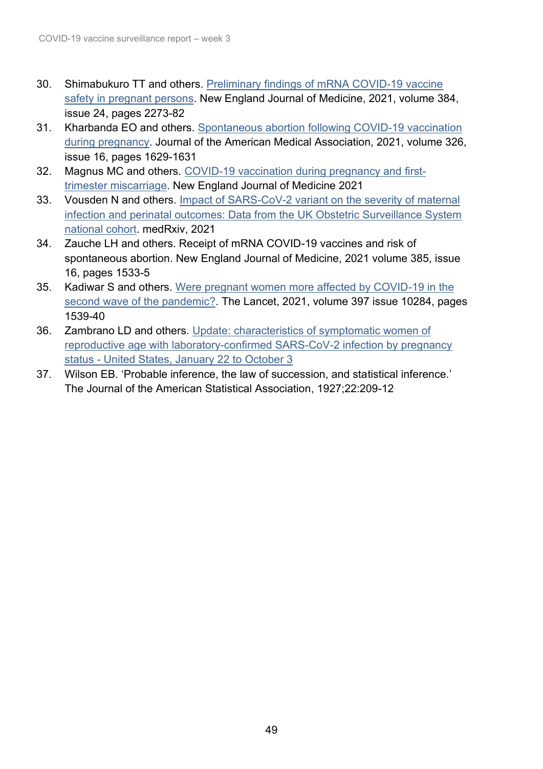30. Shimabukuro TT and others. Preliminary findings of mRNA COVID-19 vaccine safety in pregnant persons. New England Journal of Medicine, 2021, volume 384, issue 24, pages 2273-82
31. Kharbanda EO and others. Spontaneous abortion following COVID-19 vaccination during pregnancy. Journal of the American Medical Association, 2021, volume 326, issue 16, pages 1629-1631
32. Magnus MC and others. COVID-19 vaccination during pregnancy and first-trimester miscarriage. New England Journal of Medicine 2021
33. Vousden N and others. Impact of SARS-CoV-2 variant on the severity of maternal infection and perinatal outcomes: Data from the UK Obstetric Surveillance System national cohort. medRxiv, 2021
34. Zauche LH and others. Receipt of mRNA COVID-19 vaccines and risk of spontaneous abortion. New England Journal of Medicine, 2021 volume 385, issue 16, pages 1533-5
35. Kadiwar S and others. Were pregnant women more affected by COVID-19 in the second wave of the pandemic?. The Lancet, 2021, volume 397 issue 10284, pages 1539-40
36. Zambrano LD and others. Update: characteristics of symptomatic women of reproductive age with laboratory-confirmed SARS-CoV-2 infection by pregnancy status - United States, January 22 to October 3
37. Wilson EB. 'Probable inference, the law of succession, and statistical inference.' The Journal of the American Statistical Association, 1927;22:209-12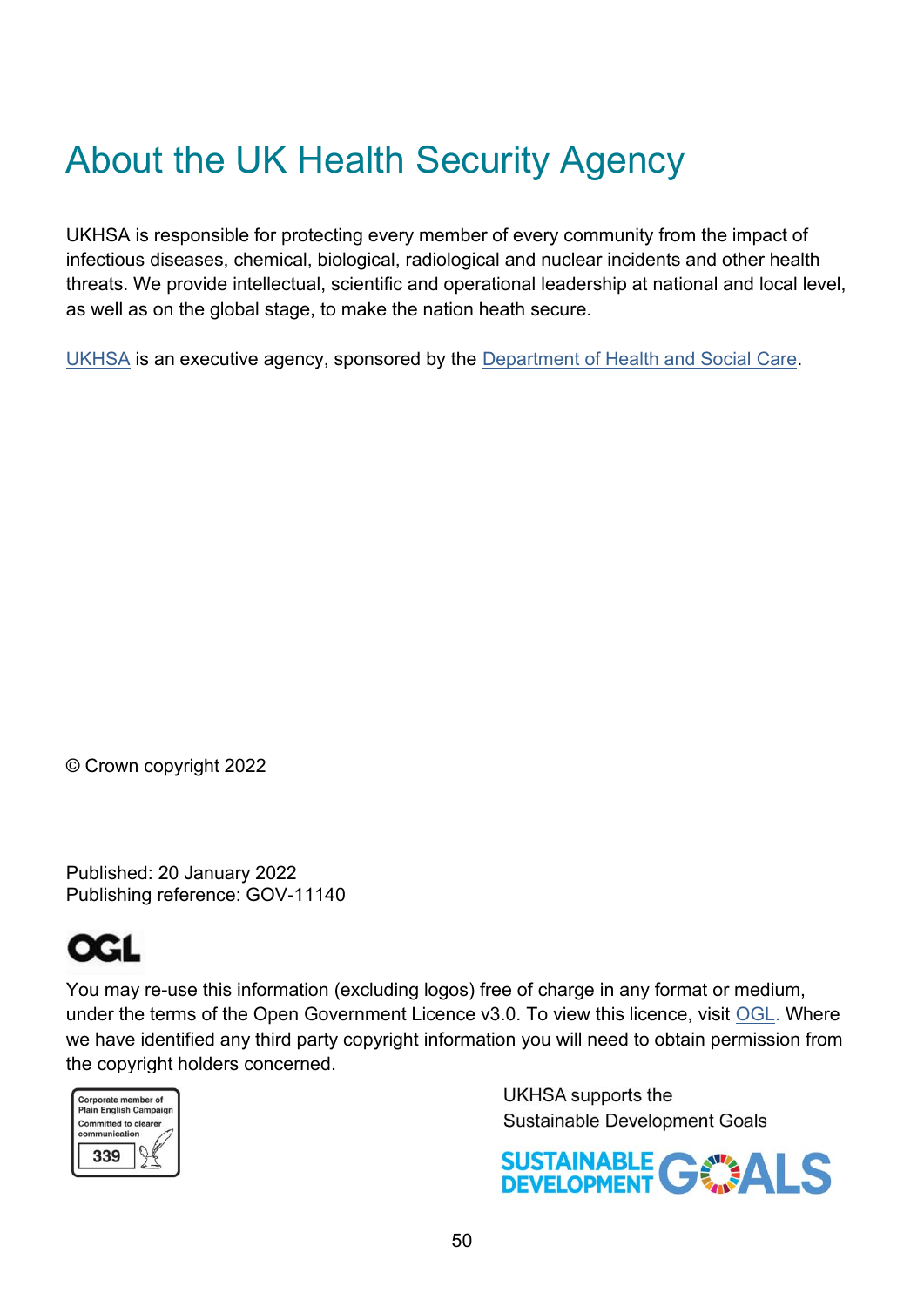# About the UK Health Security Agency

UKHSA is responsible for protecting every member of every community from the impact of infectious diseases, chemical, biological, radiological and nuclear incidents and other health threats. We provide intellectual, scientific and operational leadership at national and local level, as well as on the global stage, to make the nation heath secure.

UKHSA is an executive agency, sponsored by the Department of Health and Social Care.

© Crown copyright 2022

Published: 20 January 2022
Publishing reference: GOV-11140

OGL

You may re-use this information (excluding logos) free of charge in any format or medium, under the terms of the Open Government Licence v3.0. To view this licence, visit OGL. Where we have identified any third party copyright information you will need to obtain permission from the copyright holders concerned.

Corporate member of Plain English Campaign
Committed to clearer communication
339

UKHSA supports the Sustainable Development Goals

SUSTAINABLE DEVELOPMENT GOALS